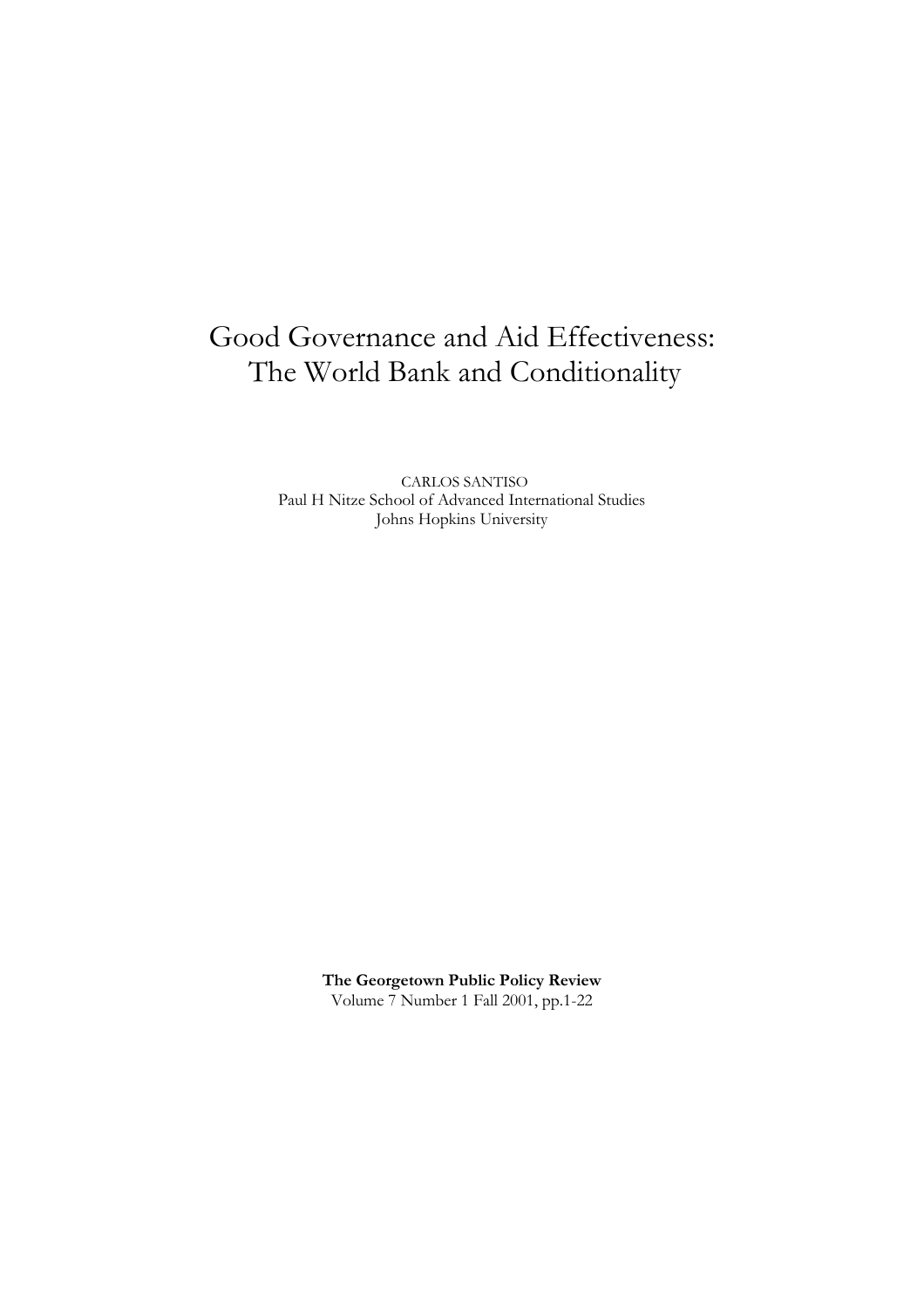# Good Governance and Aid Effectiveness: The World Bank and Conditionality

CARLOS SANTISO
Paul H Nitze School of Advanced International Studies
Johns Hopkins University

**The Georgetown Public Policy Review**
Volume 7 Number 1 Fall 2001, pp.1-22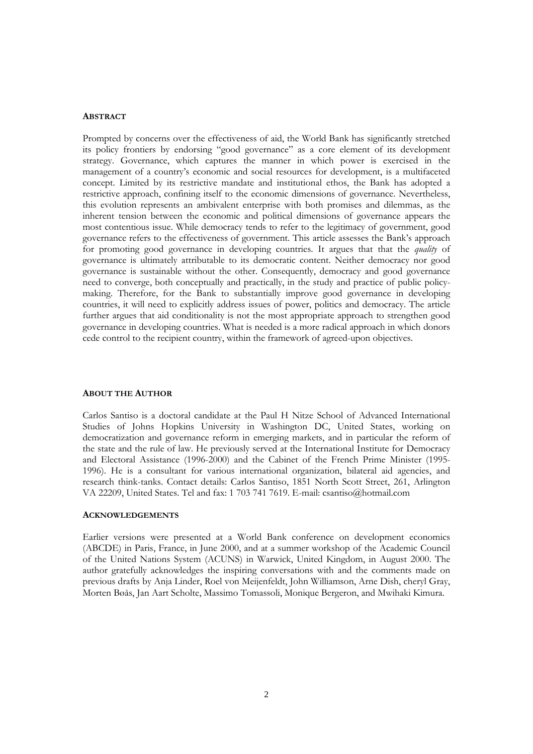## ABSTRACT

Prompted by concerns over the effectiveness of aid, the World Bank has significantly stretched its policy frontiers by endorsing "good governance" as a core element of its development strategy. Governance, which captures the manner in which power is exercised in the management of a country's economic and social resources for development, is a multifaceted concept. Limited by its restrictive mandate and institutional ethos, the Bank has adopted a restrictive approach, confining itself to the economic dimensions of governance. Nevertheless, this evolution represents an ambivalent enterprise with both promises and dilemmas, as the inherent tension between the economic and political dimensions of governance appears the most contentious issue. While democracy tends to refer to the legitimacy of government, good governance refers to the effectiveness of government. This article assesses the Bank's approach for promoting good governance in developing countries. It argues that that the *quality* of governance is ultimately attributable to its democratic content. Neither democracy nor good governance is sustainable without the other. Consequently, democracy and good governance need to converge, both conceptually and practically, in the study and practice of public policy-making. Therefore, for the Bank to substantially improve good governance in developing countries, it will need to explicitly address issues of power, politics and democracy. The article further argues that aid conditionality is not the most appropriate approach to strengthen good governance in developing countries. What is needed is a more radical approach in which donors cede control to the recipient country, within the framework of agreed-upon objectives.

## ABOUT THE AUTHOR

Carlos Santiso is a doctoral candidate at the Paul H Nitze School of Advanced International Studies of Johns Hopkins University in Washington DC, United States, working on democratization and governance reform in emerging markets, and in particular the reform of the state and the rule of law. He previously served at the International Institute for Democracy and Electoral Assistance (1996-2000) and the Cabinet of the French Prime Minister (1995-1996). He is a consultant for various international organization, bilateral aid agencies, and research think-tanks. Contact details: Carlos Santiso, 1851 North Scott Street, 261, Arlington VA 22209, United States. Tel and fax: 1 703 741 7619. E-mail: csantiso@hotmail.com

## ACKNOWLEDGEMENTS

Earlier versions were presented at a World Bank conference on development economics (ABCDE) in Paris, France, in June 2000, and at a summer workshop of the Academic Council of the United Nations System (ACUNS) in Warwick, United Kingdom, in August 2000. The author gratefully acknowledges the inspiring conversations with and the comments made on previous drafts by Anja Linder, Roel von Meijenfeldt, John Williamson, Arne Dish, cheryl Gray, Morten Bøås, Jan Aart Scholte, Massimo Tomassoli, Monique Bergeron, and Mwihaki Kimura.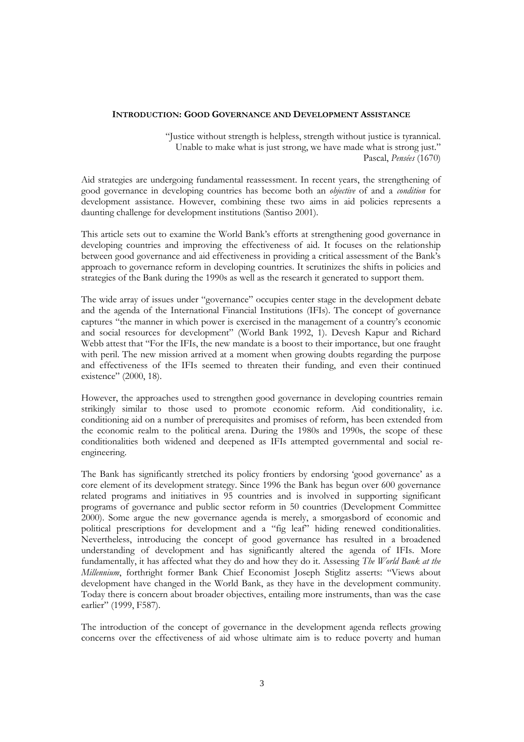## **INTRODUCTION: GOOD GOVERNANCE AND DEVELOPMENT ASSISTANCE**

> "Justice without strength is helpless, strength without justice is tyrannical. Unable to make what is just strong, we have made what is strong just."
> Pascal, *Pensées* (1670)

Aid strategies are undergoing fundamental reassessment. In recent years, the strengthening of good governance in developing countries has become both an *objective* of and a *condition* for development assistance. However, combining these two aims in aid policies represents a daunting challenge for development institutions (Santiso 2001).

This article sets out to examine the World Bank's efforts at strengthening good governance in developing countries and improving the effectiveness of aid. It focuses on the relationship between good governance and aid effectiveness in providing a critical assessment of the Bank's approach to governance reform in developing countries. It scrutinizes the shifts in policies and strategies of the Bank during the 1990s as well as the research it generated to support them.

The wide array of issues under "governance" occupies center stage in the development debate and the agenda of the International Financial Institutions (IFIs). The concept of governance captures "the manner in which power is exercised in the management of a country's economic and social resources for development" (World Bank 1992, 1). Devesh Kapur and Richard Webb attest that "For the IFIs, the new mandate is a boost to their importance, but one fraught with peril. The new mission arrived at a moment when growing doubts regarding the purpose and effectiveness of the IFIs seemed to threaten their funding, and even their continued existence" (2000, 18).

However, the approaches used to strengthen good governance in developing countries remain strikingly similar to those used to promote economic reform. Aid conditionality, i.e. conditioning aid on a number of prerequisites and promises of reform, has been extended from the economic realm to the political arena. During the 1980s and 1990s, the scope of these conditionalities both widened and deepened as IFIs attempted governmental and social re-engineering.

The Bank has significantly stretched its policy frontiers by endorsing 'good governance' as a core element of its development strategy. Since 1996 the Bank has begun over 600 governance related programs and initiatives in 95 countries and is involved in supporting significant programs of governance and public sector reform in 50 countries (Development Committee 2000). Some argue the new governance agenda is merely, a smorgasbord of economic and political prescriptions for development and a "fig leaf" hiding renewed conditionalities. Nevertheless, introducing the concept of good governance has resulted in a broadened understanding of development and has significantly altered the agenda of IFIs. More fundamentally, it has affected what they do and how they do it. Assessing *The World Bank at the Millennium*, forthright former Bank Chief Economist Joseph Stiglitz asserts: "Views about development have changed in the World Bank, as they have in the development community. Today there is concern about broader objectives, entailing more instruments, than was the case earlier" (1999, F587).

The introduction of the concept of governance in the development agenda reflects growing concerns over the effectiveness of aid whose ultimate aim is to reduce poverty and human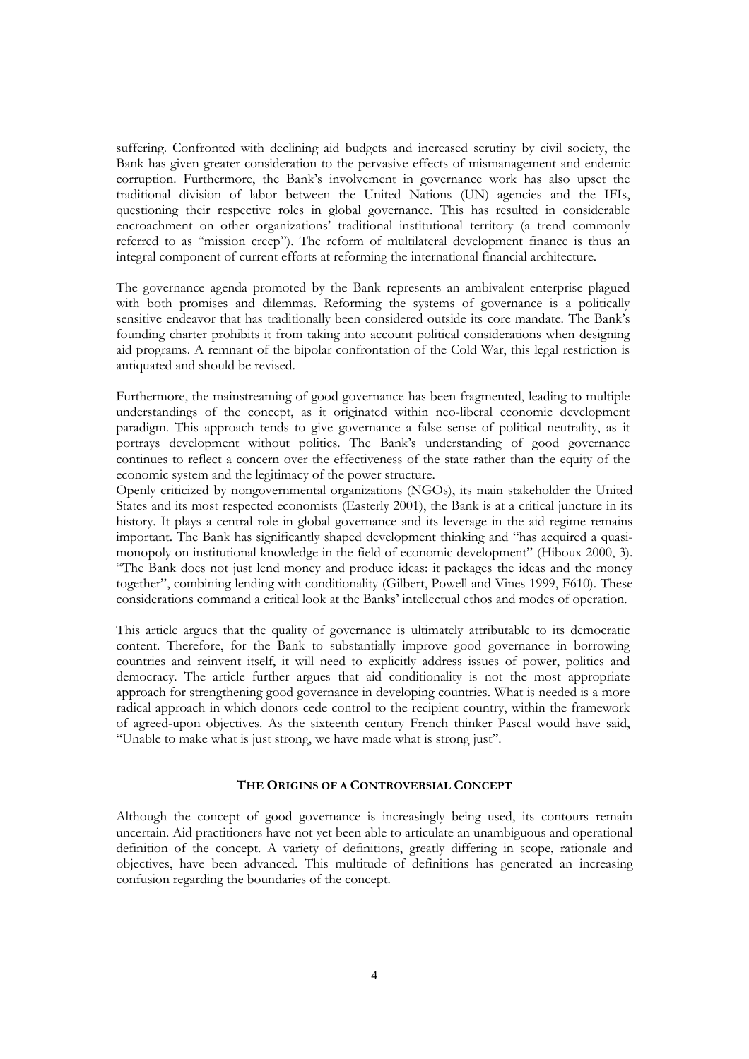suffering. Confronted with declining aid budgets and increased scrutiny by civil society, the Bank has given greater consideration to the pervasive effects of mismanagement and endemic corruption. Furthermore, the Bank's involvement in governance work has also upset the traditional division of labor between the United Nations (UN) agencies and the IFIs, questioning their respective roles in global governance. This has resulted in considerable encroachment on other organizations' traditional institutional territory (a trend commonly referred to as "mission creep"). The reform of multilateral development finance is thus an integral component of current efforts at reforming the international financial architecture.

The governance agenda promoted by the Bank represents an ambivalent enterprise plagued with both promises and dilemmas. Reforming the systems of governance is a politically sensitive endeavor that has traditionally been considered outside its core mandate. The Bank's founding charter prohibits it from taking into account political considerations when designing aid programs. A remnant of the bipolar confrontation of the Cold War, this legal restriction is antiquated and should be revised.

Furthermore, the mainstreaming of good governance has been fragmented, leading to multiple understandings of the concept, as it originated within neo-liberal economic development paradigm. This approach tends to give governance a false sense of political neutrality, as it portrays development without politics. The Bank's understanding of good governance continues to reflect a concern over the effectiveness of the state rather than the equity of the economic system and the legitimacy of the power structure.

Openly criticized by nongovernmental organizations (NGOs), its main stakeholder the United States and its most respected economists (Easterly 2001), the Bank is at a critical juncture in its history. It plays a central role in global governance and its leverage in the aid regime remains important. The Bank has significantly shaped development thinking and "has acquired a quasi-monopoly on institutional knowledge in the field of economic development" (Hiboux 2000, 3). "The Bank does not just lend money and produce ideas: it packages the ideas and the money together", combining lending with conditionality (Gilbert, Powell and Vines 1999, F610). These considerations command a critical look at the Banks' intellectual ethos and modes of operation.

This article argues that the quality of governance is ultimately attributable to its democratic content. Therefore, for the Bank to substantially improve good governance in borrowing countries and reinvent itself, it will need to explicitly address issues of power, politics and democracy. The article further argues that aid conditionality is not the most appropriate approach for strengthening good governance in developing countries. What is needed is a more radical approach in which donors cede control to the recipient country, within the framework of agreed-upon objectives. As the sixteenth century French thinker Pascal would have said, "Unable to make what is just strong, we have made what is strong just".

## THE ORIGINS OF A CONTROVERSIAL CONCEPT

Although the concept of good governance is increasingly being used, its contours remain uncertain. Aid practitioners have not yet been able to articulate an unambiguous and operational definition of the concept. A variety of definitions, greatly differing in scope, rationale and objectives, have been advanced. This multitude of definitions has generated an increasing confusion regarding the boundaries of the concept.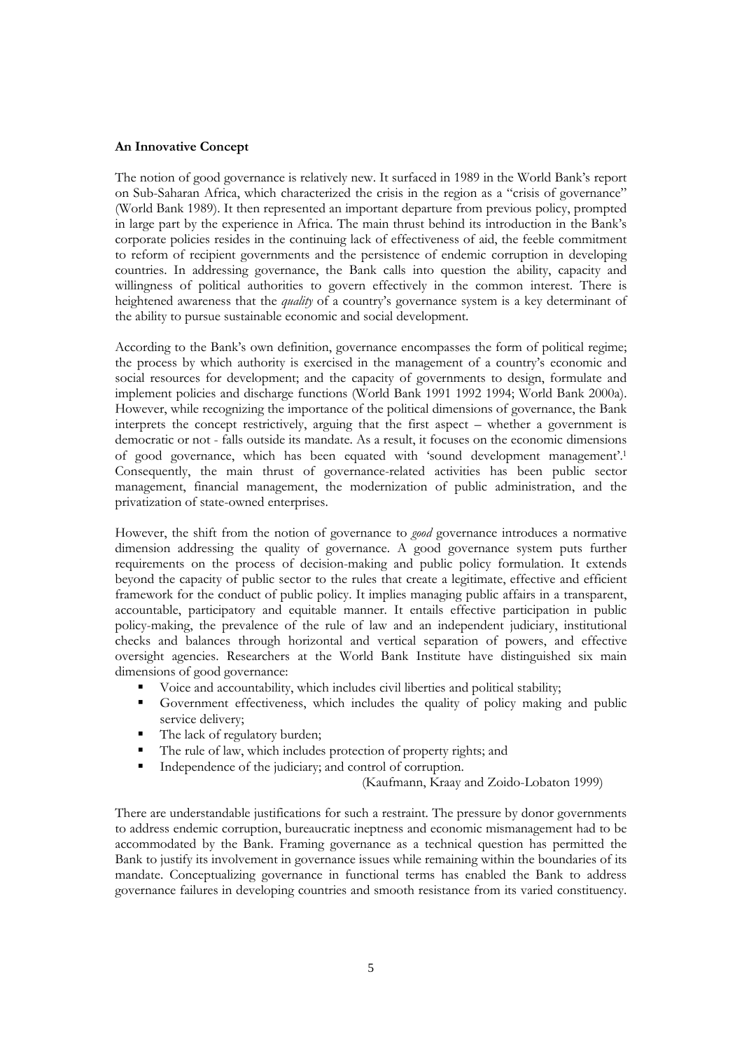**An Innovative Concept**

The notion of good governance is relatively new. It surfaced in 1989 in the World Bank's report on Sub-Saharan Africa, which characterized the crisis in the region as a "crisis of governance" (World Bank 1989). It then represented an important departure from previous policy, prompted in large part by the experience in Africa. The main thrust behind its introduction in the Bank's corporate policies resides in the continuing lack of effectiveness of aid, the feeble commitment to reform of recipient governments and the persistence of endemic corruption in developing countries. In addressing governance, the Bank calls into question the ability, capacity and willingness of political authorities to govern effectively in the common interest. There is heightened awareness that the *quality* of a country's governance system is a key determinant of the ability to pursue sustainable economic and social development.

According to the Bank's own definition, governance encompasses the form of political regime; the process by which authority is exercised in the management of a country's economic and social resources for development; and the capacity of governments to design, formulate and implement policies and discharge functions (World Bank 1991 1992 1994; World Bank 2000a). However, while recognizing the importance of the political dimensions of governance, the Bank interprets the concept restrictively, arguing that the first aspect – whether a government is democratic or not - falls outside its mandate. As a result, it focuses on the economic dimensions of good governance, which has been equated with 'sound development management'.[1] Consequently, the main thrust of governance-related activities has been public sector management, financial management, the modernization of public administration, and the privatization of state-owned enterprises.

However, the shift from the notion of governance to *good* governance introduces a normative dimension addressing the quality of governance. A good governance system puts further requirements on the process of decision-making and public policy formulation. It extends beyond the capacity of public sector to the rules that create a legitimate, effective and efficient framework for the conduct of public policy. It implies managing public affairs in a transparent, accountable, participatory and equitable manner. It entails effective participation in public policy-making, the prevalence of the rule of law and an independent judiciary, institutional checks and balances through horizontal and vertical separation of powers, and effective oversight agencies. Researchers at the World Bank Institute have distinguished six main dimensions of good governance:

- Voice and accountability, which includes civil liberties and political stability;
- Government effectiveness, which includes the quality of policy making and public service delivery;
- The lack of regulatory burden;
- The rule of law, which includes protection of property rights; and
- Independence of the judiciary; and control of corruption.

(Kaufmann, Kraay and Zoido-Lobaton 1999)

There are understandable justifications for such a restraint. The pressure by donor governments to address endemic corruption, bureaucratic ineptness and economic mismanagement had to be accommodated by the Bank. Framing governance as a technical question has permitted the Bank to justify its involvement in governance issues while remaining within the boundaries of its mandate. Conceptualizing governance in functional terms has enabled the Bank to address governance failures in developing countries and smooth resistance from its varied constituency.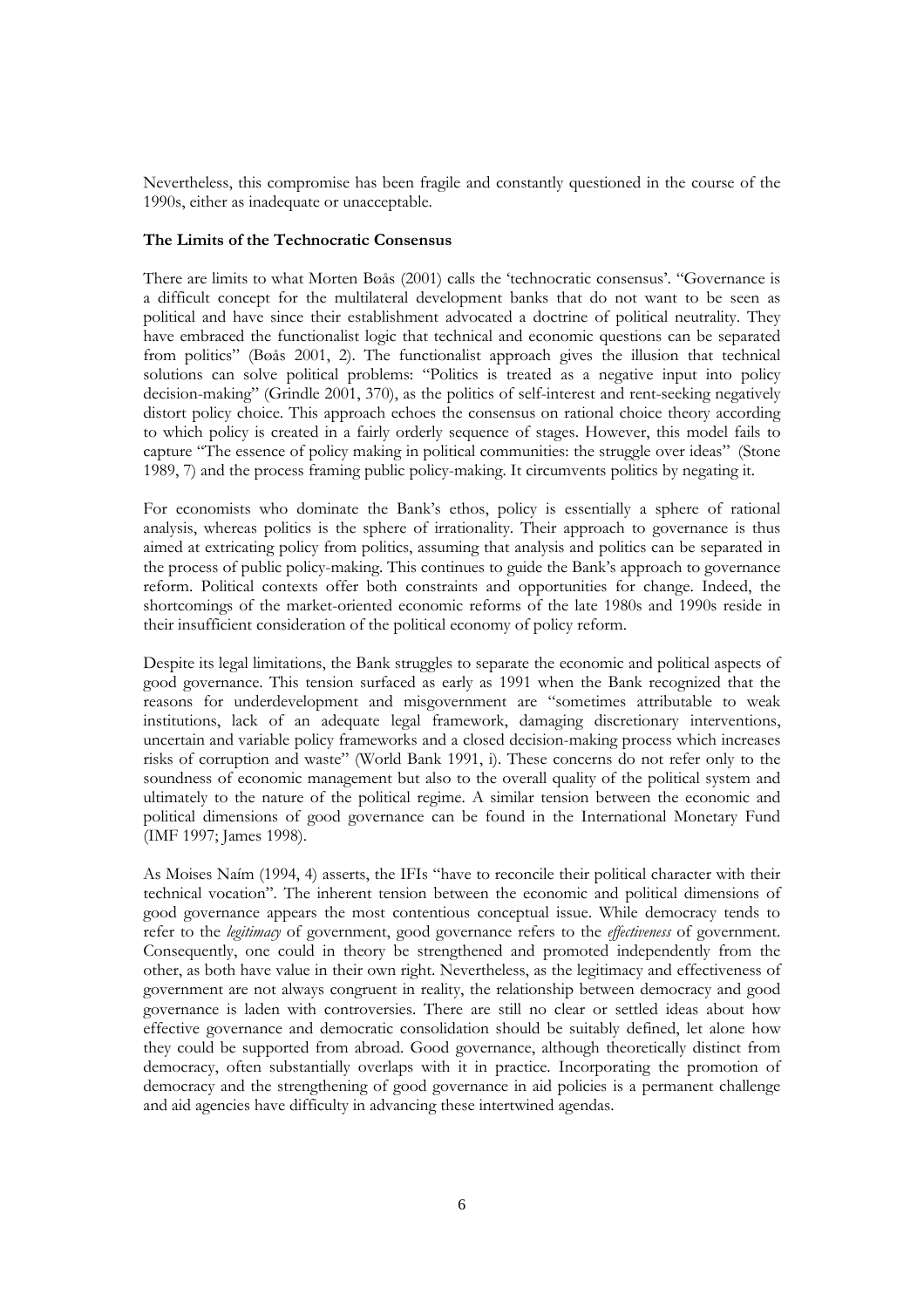Nevertheless, this compromise has been fragile and constantly questioned in the course of the 1990s, either as inadequate or unacceptable.

**The Limits of the Technocratic Consensus**

There are limits to what Morten Bøås (2001) calls the 'technocratic consensus'. "Governance is a difficult concept for the multilateral development banks that do not want to be seen as political and have since their establishment advocated a doctrine of political neutrality. They have embraced the functionalist logic that technical and economic questions can be separated from politics" (Bøås 2001, 2). The functionalist approach gives the illusion that technical solutions can solve political problems: "Politics is treated as a negative input into policy decision-making" (Grindle 2001, 370), as the politics of self-interest and rent-seeking negatively distort policy choice. This approach echoes the consensus on rational choice theory according to which policy is created in a fairly orderly sequence of stages. However, this model fails to capture "The essence of policy making in political communities: the struggle over ideas" (Stone 1989, 7) and the process framing public policy-making. It circumvents politics by negating it.

For economists who dominate the Bank's ethos, policy is essentially a sphere of rational analysis, whereas politics is the sphere of irrationality. Their approach to governance is thus aimed at extricating policy from politics, assuming that analysis and politics can be separated in the process of public policy-making. This continues to guide the Bank's approach to governance reform. Political contexts offer both constraints and opportunities for change. Indeed, the shortcomings of the market-oriented economic reforms of the late 1980s and 1990s reside in their insufficient consideration of the political economy of policy reform.

Despite its legal limitations, the Bank struggles to separate the economic and political aspects of good governance. This tension surfaced as early as 1991 when the Bank recognized that the reasons for underdevelopment and misgovernment are "sometimes attributable to weak institutions, lack of an adequate legal framework, damaging discretionary interventions, uncertain and variable policy frameworks and a closed decision-making process which increases risks of corruption and waste" (World Bank 1991, i). These concerns do not refer only to the soundness of economic management but also to the overall quality of the political system and ultimately to the nature of the political regime. A similar tension between the economic and political dimensions of good governance can be found in the International Monetary Fund (IMF 1997; James 1998).

As Moises Naím (1994, 4) asserts, the IFIs "have to reconcile their political character with their technical vocation". The inherent tension between the economic and political dimensions of good governance appears the most contentious conceptual issue. While democracy tends to refer to the *legitimacy* of government, good governance refers to the *effectiveness* of government. Consequently, one could in theory be strengthened and promoted independently from the other, as both have value in their own right. Nevertheless, as the legitimacy and effectiveness of government are not always congruent in reality, the relationship between democracy and good governance is laden with controversies. There are still no clear or settled ideas about how effective governance and democratic consolidation should be suitably defined, let alone how they could be supported from abroad. Good governance, although theoretically distinct from democracy, often substantially overlaps with it in practice. Incorporating the promotion of democracy and the strengthening of good governance in aid policies is a permanent challenge and aid agencies have difficulty in advancing these intertwined agendas.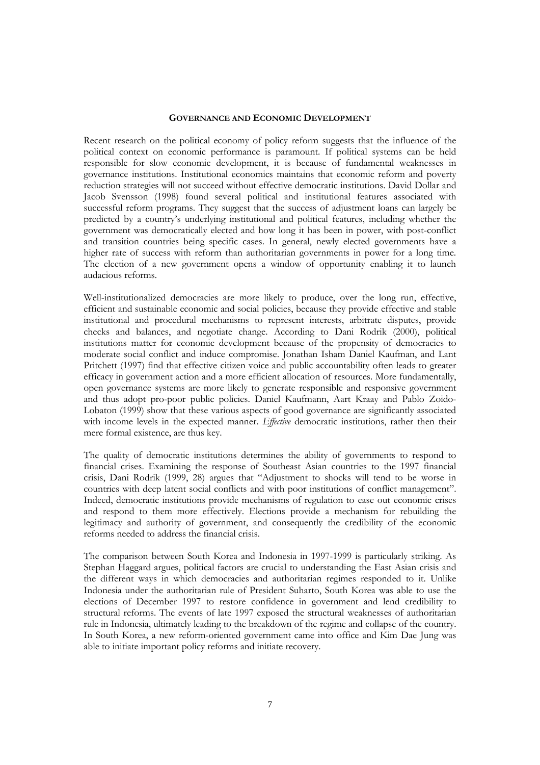## GOVERNANCE AND ECONOMIC DEVELOPMENT

Recent research on the political economy of policy reform suggests that the influence of the political context on economic performance is paramount. If political systems can be held responsible for slow economic development, it is because of fundamental weaknesses in governance institutions. Institutional economics maintains that economic reform and poverty reduction strategies will not succeed without effective democratic institutions. David Dollar and Jacob Svensson (1998) found several political and institutional features associated with successful reform programs. They suggest that the success of adjustment loans can largely be predicted by a country's underlying institutional and political features, including whether the government was democratically elected and how long it has been in power, with post-conflict and transition countries being specific cases. In general, newly elected governments have a higher rate of success with reform than authoritarian governments in power for a long time. The election of a new government opens a window of opportunity enabling it to launch audacious reforms.

Well-institutionalized democracies are more likely to produce, over the long run, effective, efficient and sustainable economic and social policies, because they provide effective and stable institutional and procedural mechanisms to represent interests, arbitrate disputes, provide checks and balances, and negotiate change. According to Dani Rodrik (2000), political institutions matter for economic development because of the propensity of democracies to moderate social conflict and induce compromise. Jonathan Isham Daniel Kaufman, and Lant Pritchett (1997) find that effective citizen voice and public accountability often leads to greater efficacy in government action and a more efficient allocation of resources. More fundamentally, open governance systems are more likely to generate responsible and responsive government and thus adopt pro-poor public policies. Daniel Kaufmann, Aart Kraay and Pablo Zoido-Lobaton (1999) show that these various aspects of good governance are significantly associated with income levels in the expected manner. *Effective* democratic institutions, rather then their mere formal existence, are thus key.

The quality of democratic institutions determines the ability of governments to respond to financial crises. Examining the response of Southeast Asian countries to the 1997 financial crisis, Dani Rodrik (1999, 28) argues that "Adjustment to shocks will tend to be worse in countries with deep latent social conflicts and with poor institutions of conflict management". Indeed, democratic institutions provide mechanisms of regulation to ease out economic crises and respond to them more effectively. Elections provide a mechanism for rebuilding the legitimacy and authority of government, and consequently the credibility of the economic reforms needed to address the financial crisis.

The comparison between South Korea and Indonesia in 1997-1999 is particularly striking. As Stephan Haggard argues, political factors are crucial to understanding the East Asian crisis and the different ways in which democracies and authoritarian regimes responded to it. Unlike Indonesia under the authoritarian rule of President Suharto, South Korea was able to use the elections of December 1997 to restore confidence in government and lend credibility to structural reforms. The events of late 1997 exposed the structural weaknesses of authoritarian rule in Indonesia, ultimately leading to the breakdown of the regime and collapse of the country. In South Korea, a new reform-oriented government came into office and Kim Dae Jung was able to initiate important policy reforms and initiate recovery.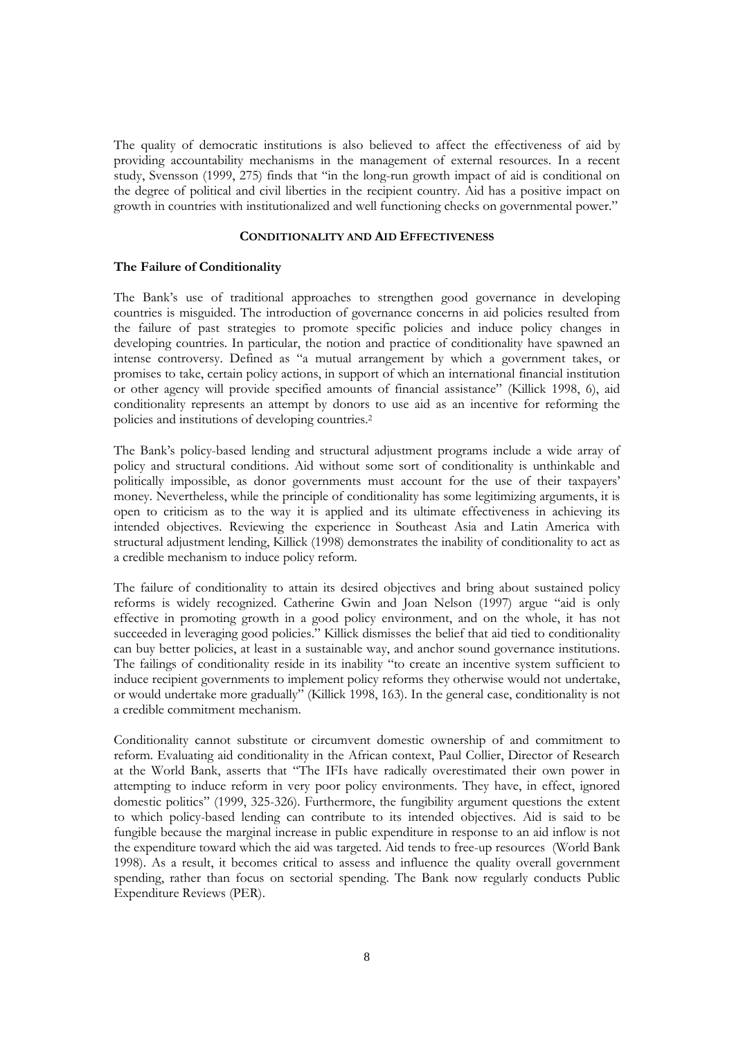The quality of democratic institutions is also believed to affect the effectiveness of aid by providing accountability mechanisms in the management of external resources. In a recent study, Svensson (1999, 275) finds that "in the long-run growth impact of aid is conditional on the degree of political and civil liberties in the recipient country. Aid has a positive impact on growth in countries with institutionalized and well functioning checks on governmental power."

## CONDITIONALITY AND AID EFFECTIVENESS

### The Failure of Conditionality

The Bank's use of traditional approaches to strengthen good governance in developing countries is misguided. The introduction of governance concerns in aid policies resulted from the failure of past strategies to promote specific policies and induce policy changes in developing countries. In particular, the notion and practice of conditionality have spawned an intense controversy. Defined as "a mutual arrangement by which a government takes, or promises to take, certain policy actions, in support of which an international financial institution or other agency will provide specified amounts of financial assistance" (Killick 1998, 6), aid conditionality represents an attempt by donors to use aid as an incentive for reforming the policies and institutions of developing countries.[2]

The Bank's policy-based lending and structural adjustment programs include a wide array of policy and structural conditions. Aid without some sort of conditionality is unthinkable and politically impossible, as donor governments must account for the use of their taxpayers' money. Nevertheless, while the principle of conditionality has some legitimizing arguments, it is open to criticism as to the way it is applied and its ultimate effectiveness in achieving its intended objectives. Reviewing the experience in Southeast Asia and Latin America with structural adjustment lending, Killick (1998) demonstrates the inability of conditionality to act as a credible mechanism to induce policy reform.

The failure of conditionality to attain its desired objectives and bring about sustained policy reforms is widely recognized. Catherine Gwin and Joan Nelson (1997) argue "aid is only effective in promoting growth in a good policy environment, and on the whole, it has not succeeded in leveraging good policies." Killick dismisses the belief that aid tied to conditionality can buy better policies, at least in a sustainable way, and anchor sound governance institutions. The failings of conditionality reside in its inability "to create an incentive system sufficient to induce recipient governments to implement policy reforms they otherwise would not undertake, or would undertake more gradually" (Killick 1998, 163). In the general case, conditionality is not a credible commitment mechanism.

Conditionality cannot substitute or circumvent domestic ownership of and commitment to reform. Evaluating aid conditionality in the African context, Paul Collier, Director of Research at the World Bank, asserts that "The IFIs have radically overestimated their own power in attempting to induce reform in very poor policy environments. They have, in effect, ignored domestic politics" (1999, 325-326). Furthermore, the fungibility argument questions the extent to which policy-based lending can contribute to its intended objectives. Aid is said to be fungible because the marginal increase in public expenditure in response to an aid inflow is not the expenditure toward which the aid was targeted. Aid tends to free-up resources (World Bank 1998). As a result, it becomes critical to assess and influence the quality overall government spending, rather than focus on sectorial spending. The Bank now regularly conducts Public Expenditure Reviews (PER).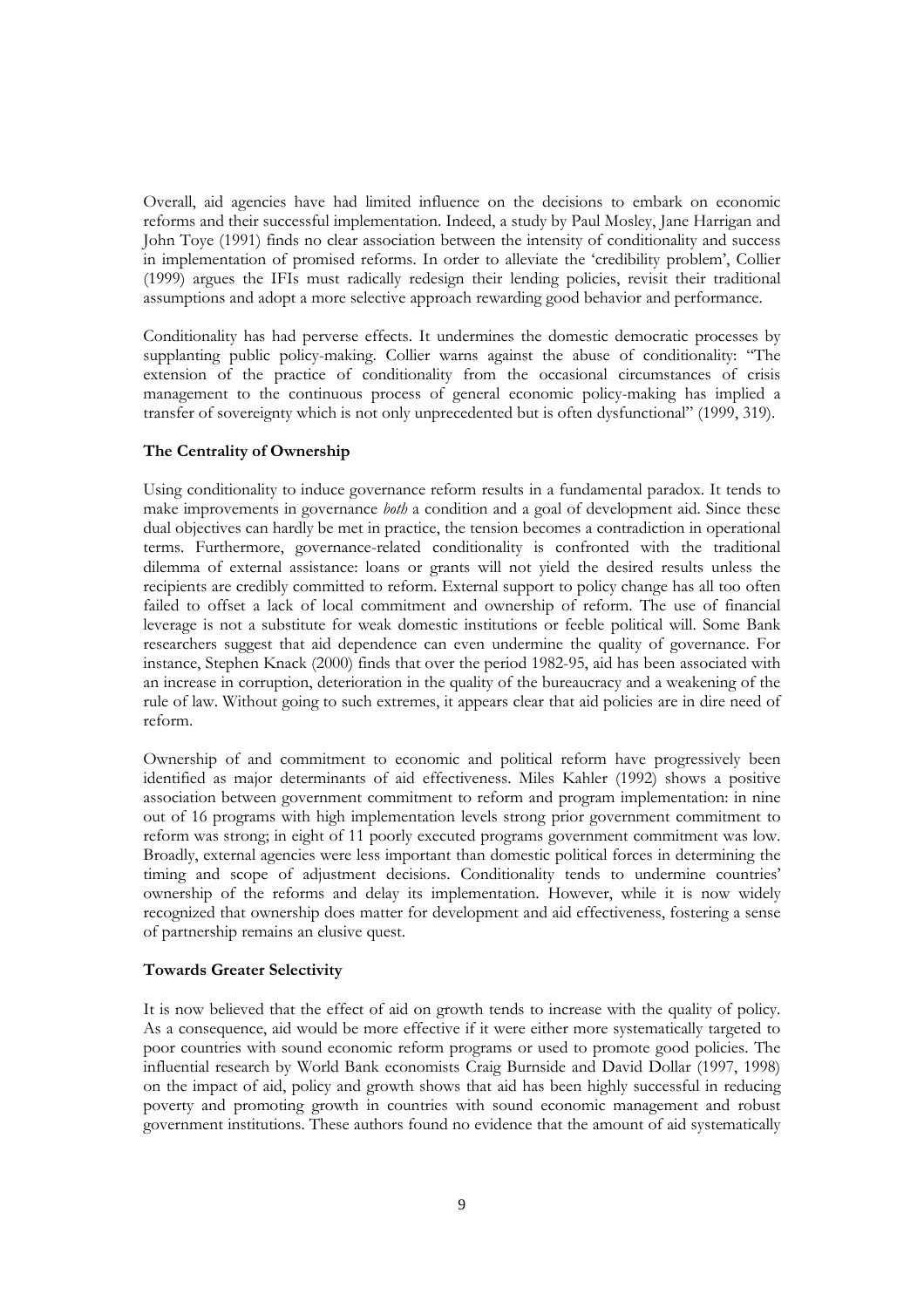Overall, aid agencies have had limited influence on the decisions to embark on economic reforms and their successful implementation. Indeed, a study by Paul Mosley, Jane Harrigan and John Toye (1991) finds no clear association between the intensity of conditionality and success in implementation of promised reforms. In order to alleviate the 'credibility problem', Collier (1999) argues the IFIs must radically redesign their lending policies, revisit their traditional assumptions and adopt a more selective approach rewarding good behavior and performance.

Conditionality has had perverse effects. It undermines the domestic democratic processes by supplanting public policy-making. Collier warns against the abuse of conditionality: "The extension of the practice of conditionality from the occasional circumstances of crisis management to the continuous process of general economic policy-making has implied a transfer of sovereignty which is not only unprecedented but is often dysfunctional" (1999, 319).

**The Centrality of Ownership**

Using conditionality to induce governance reform results in a fundamental paradox. It tends to make improvements in governance *both* a condition and a goal of development aid. Since these dual objectives can hardly be met in practice, the tension becomes a contradiction in operational terms. Furthermore, governance-related conditionality is confronted with the traditional dilemma of external assistance: loans or grants will not yield the desired results unless the recipients are credibly committed to reform. External support to policy change has all too often failed to offset a lack of local commitment and ownership of reform. The use of financial leverage is not a substitute for weak domestic institutions or feeble political will. Some Bank researchers suggest that aid dependence can even undermine the quality of governance. For instance, Stephen Knack (2000) finds that over the period 1982-95, aid has been associated with an increase in corruption, deterioration in the quality of the bureaucracy and a weakening of the rule of law. Without going to such extremes, it appears clear that aid policies are in dire need of reform.

Ownership of and commitment to economic and political reform have progressively been identified as major determinants of aid effectiveness. Miles Kahler (1992) shows a positive association between government commitment to reform and program implementation: in nine out of 16 programs with high implementation levels strong prior government commitment to reform was strong; in eight of 11 poorly executed programs government commitment was low. Broadly, external agencies were less important than domestic political forces in determining the timing and scope of adjustment decisions. Conditionality tends to undermine countries' ownership of the reforms and delay its implementation. However, while it is now widely recognized that ownership does matter for development and aid effectiveness, fostering a sense of partnership remains an elusive quest.

**Towards Greater Selectivity**

It is now believed that the effect of aid on growth tends to increase with the quality of policy. As a consequence, aid would be more effective if it were either more systematically targeted to poor countries with sound economic reform programs or used to promote good policies. The influential research by World Bank economists Craig Burnside and David Dollar (1997, 1998) on the impact of aid, policy and growth shows that aid has been highly successful in reducing poverty and promoting growth in countries with sound economic management and robust government institutions. These authors found no evidence that the amount of aid systematically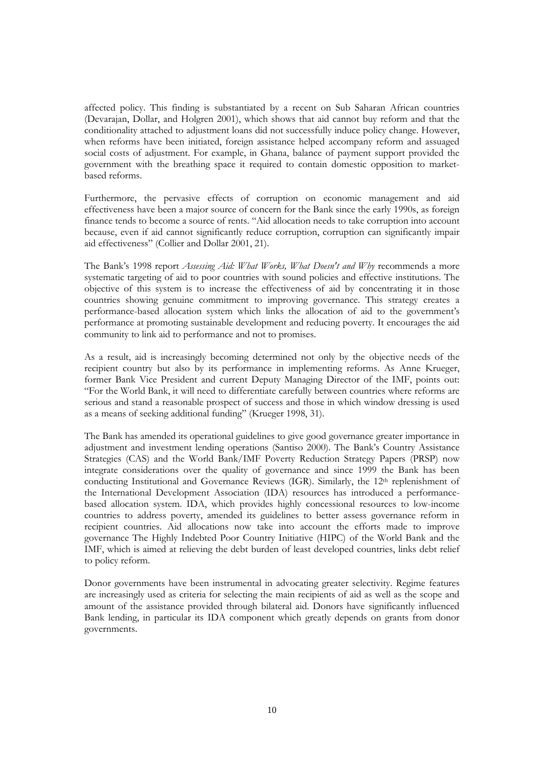affected policy. This finding is substantiated by a recent on Sub Saharan African countries (Devarajan, Dollar, and Holgren 2001), which shows that aid cannot buy reform and that the conditionality attached to adjustment loans did not successfully induce policy change. However, when reforms have been initiated, foreign assistance helped accompany reform and assuaged social costs of adjustment. For example, in Ghana, balance of payment support provided the government with the breathing space it required to contain domestic opposition to market-based reforms.

Furthermore, the pervasive effects of corruption on economic management and aid effectiveness have been a major source of concern for the Bank since the early 1990s, as foreign finance tends to become a source of rents. "Aid allocation needs to take corruption into account because, even if aid cannot significantly reduce corruption, corruption can significantly impair aid effectiveness" (Collier and Dollar 2001, 21).

The Bank's 1998 report *Assessing Aid: What Works, What Doesn't and Why* recommends a more systematic targeting of aid to poor countries with sound policies and effective institutions. The objective of this system is to increase the effectiveness of aid by concentrating it in those countries showing genuine commitment to improving governance. This strategy creates a performance-based allocation system which links the allocation of aid to the government's performance at promoting sustainable development and reducing poverty. It encourages the aid community to link aid to performance and not to promises.

As a result, aid is increasingly becoming determined not only by the objective needs of the recipient country but also by its performance in implementing reforms. As Anne Krueger, former Bank Vice President and current Deputy Managing Director of the IMF, points out: "For the World Bank, it will need to differentiate carefully between countries where reforms are serious and stand a reasonable prospect of success and those in which window dressing is used as a means of seeking additional funding" (Krueger 1998, 31).

The Bank has amended its operational guidelines to give good governance greater importance in adjustment and investment lending operations (Santiso 2000). The Bank's Country Assistance Strategies (CAS) and the World Bank/IMF Poverty Reduction Strategy Papers (PRSP) now integrate considerations over the quality of governance and since 1999 the Bank has been conducting Institutional and Governance Reviews (IGR). Similarly, the 12th replenishment of the International Development Association (IDA) resources has introduced a performance-based allocation system. IDA, which provides highly concessional resources to low-income countries to address poverty, amended its guidelines to better assess governance reform in recipient countries. Aid allocations now take into account the efforts made to improve governance The Highly Indebted Poor Country Initiative (HIPC) of the World Bank and the IMF, which is aimed at relieving the debt burden of least developed countries, links debt relief to policy reform.

Donor governments have been instrumental in advocating greater selectivity. Regime features are increasingly used as criteria for selecting the main recipients of aid as well as the scope and amount of the assistance provided through bilateral aid. Donors have significantly influenced Bank lending, in particular its IDA component which greatly depends on grants from donor governments.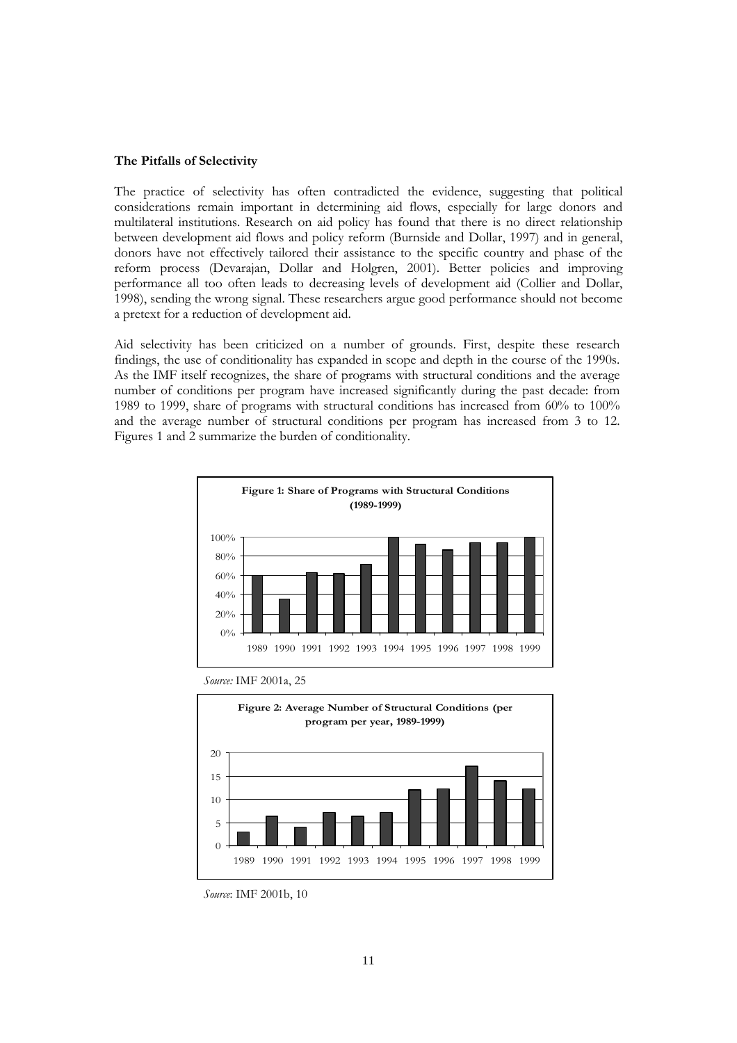**The Pitfalls of Selectivity**

The practice of selectivity has often contradicted the evidence, suggesting that political considerations remain important in determining aid flows, especially for large donors and multilateral institutions. Research on aid policy has found that there is no direct relationship between development aid flows and policy reform (Burnside and Dollar, 1997) and in general, donors have not effectively tailored their assistance to the specific country and phase of the reform process (Devarajan, Dollar and Holgren, 2001). Better policies and improving performance all too often leads to decreasing levels of development aid (Collier and Dollar, 1998), sending the wrong signal. These researchers argue good performance should not become a pretext for a reduction of development aid.

Aid selectivity has been criticized on a number of grounds. First, despite these research findings, the use of conditionality has expanded in scope and depth in the course of the 1990s. As the IMF itself recognizes, the share of programs with structural conditions and the average number of conditions per program have increased significantly during the past decade: from 1989 to 1999, share of programs with structural conditions has increased from 60% to 100% and the average number of structural conditions per program has increased from 3 to 12. Figures 1 and 2 summarize the burden of conditionality.

**Figure 1: Share of Programs with Structural Conditions (1989-1999)**

*Source:* IMF 2001a, 25

**Figure 2: Average Number of Structural Conditions (per program per year, 1989-1999)**

*Source*: IMF 2001b, 10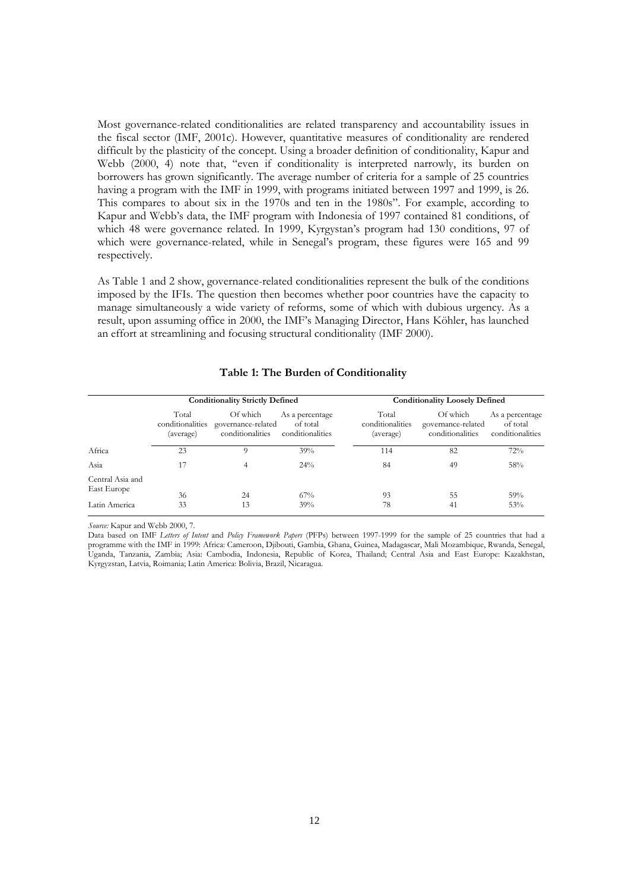Most governance-related conditionalities are related transparency and accountability issues in the fiscal sector (IMF, 2001c). However, quantitative measures of conditionality are rendered difficult by the plasticity of the concept. Using a broader definition of conditionality, Kapur and Webb (2000, 4) note that, "even if conditionality is interpreted narrowly, its burden on borrowers has grown significantly. The average number of criteria for a sample of 25 countries having a program with the IMF in 1999, with programs initiated between 1997 and 1999, is 26. This compares to about six in the 1970s and ten in the 1980s". For example, according to Kapur and Webb's data, the IMF program with Indonesia of 1997 contained 81 conditions, of which 48 were governance related. In 1999, Kyrgystan's program had 130 conditions, 97 of which were governance-related, while in Senegal's program, these figures were 165 and 99 respectively.

As Table 1 and 2 show, governance-related conditionalities represent the bulk of the conditions imposed by the IFIs. The question then becomes whether poor countries have the capacity to manage simultaneously a wide variety of reforms, some of which with dubious urgency. As a result, upon assuming office in 2000, the IMF's Managing Director, Hans Köhler, has launched an effort at streamlining and focusing structural conditionality (IMF 2000).

**Table 1: The Burden of Conditionality**

| | Conditionality Strictly Defined | | | Conditionality Loosely Defined | | |
|---|---|---|---|---|---|---|
| | Total conditionalities (average) | Of which governance-related conditionalities | As a percentage of total conditionalities | Total conditionalities (average) | Of which governance-related conditionalities | As a percentage of total conditionalities |
| Africa | 23 | 9 | 39% | 114 | 82 | 72% |
| Asia | 17 | 4 | 24% | 84 | 49 | 58% |
| Central Asia and East Europe | 36 | 24 | 67% | 93 | 55 | 59% |
| Latin America | 33 | 13 | 39% | 78 | 41 | 53% |

*Source:* Kapur and Webb 2000, 7.

Data based on IMF *Letters of Intent* and *Policy Framework Papers* (PFPs) between 1997-1999 for the sample of 25 countries that had a programme with the IMF in 1999: Africa: Cameroon, Djibouti, Gambia, Ghana, Guinea, Madagascar, Mali Mozambique, Rwanda, Senegal, Uganda, Tanzania, Zambia; Asia: Cambodia, Indonesia, Republic of Korea, Thailand; Central Asia and East Europe: Kazakhstan, Kyrgyzstan, Latvia, Roimania; Latin America: Bolivia, Brazil, Nicaragua.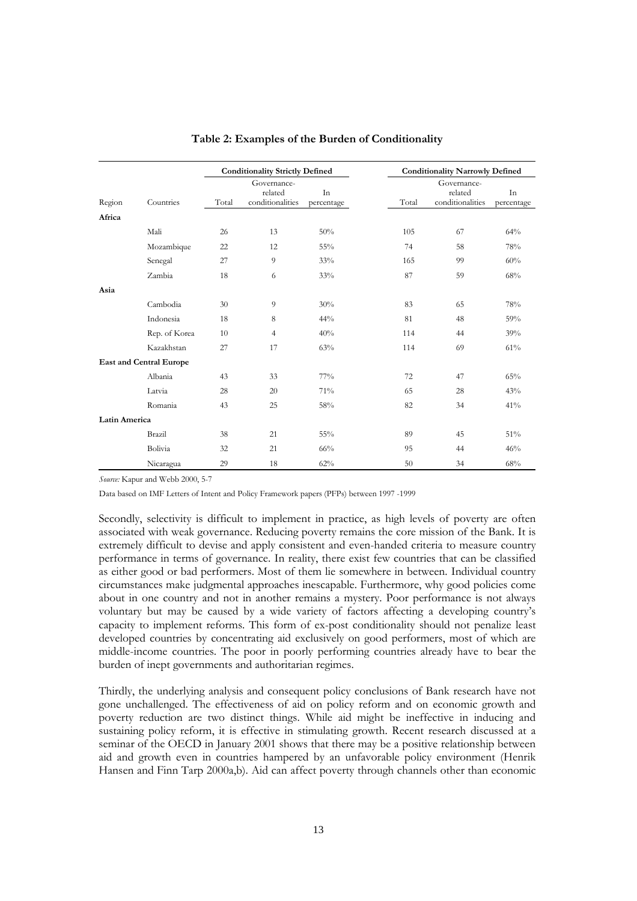**Table 2: Examples of the Burden of Conditionality**

| | | Conditionality Strictly Defined | | | Conditionality Narrowly Defined | | |
|---|---|---|---|---|---|---|---|
| Region | Countries | Total | Governance-related conditionalities | In percentage | Total | Governance-related conditionalities | In percentage |
| **Africa** | | | | | | | |
| | Mali | 26 | 13 | 50% | 105 | 67 | 64% |
| | Mozambique | 22 | 12 | 55% | 74 | 58 | 78% |
| | Senegal | 27 | 9 | 33% | 165 | 99 | 60% |
| | Zambia | 18 | 6 | 33% | 87 | 59 | 68% |
| **Asia** | | | | | | | |
| | Cambodia | 30 | 9 | 30% | 83 | 65 | 78% |
| | Indonesia | 18 | 8 | 44% | 81 | 48 | 59% |
| | Rep. of Korea | 10 | 4 | 40% | 114 | 44 | 39% |
| | Kazakhstan | 27 | 17 | 63% | 114 | 69 | 61% |
| **East and Central Europe** | | | | | | | |
| | Albania | 43 | 33 | 77% | 72 | 47 | 65% |
| | Latvia | 28 | 20 | 71% | 65 | 28 | 43% |
| | Romania | 43 | 25 | 58% | 82 | 34 | 41% |
| **Latin America** | | | | | | | |
| | Brazil | 38 | 21 | 55% | 89 | 45 | 51% |
| | Bolivia | 32 | 21 | 66% | 95 | 44 | 46% |
| | Nicaragua | 29 | 18 | 62% | 50 | 34 | 68% |

*Source:* Kapur and Webb 2000, 5-7

Data based on IMF Letters of Intent and Policy Framework papers (PFPs) between 1997 -1999

Secondly, selectivity is difficult to implement in practice, as high levels of poverty are often associated with weak governance. Reducing poverty remains the core mission of the Bank. It is extremely difficult to devise and apply consistent and even-handed criteria to measure country performance in terms of governance. In reality, there exist few countries that can be classified as either good or bad performers. Most of them lie somewhere in between. Individual country circumstances make judgmental approaches inescapable. Furthermore, why good policies come about in one country and not in another remains a mystery. Poor performance is not always voluntary but may be caused by a wide variety of factors affecting a developing country's capacity to implement reforms. This form of ex-post conditionality should not penalize least developed countries by concentrating aid exclusively on good performers, most of which are middle-income countries. The poor in poorly performing countries already have to bear the burden of inept governments and authoritarian regimes.

Thirdly, the underlying analysis and consequent policy conclusions of Bank research have not gone unchallenged. The effectiveness of aid on policy reform and on economic growth and poverty reduction are two distinct things. While aid might be ineffective in inducing and sustaining policy reform, it is effective in stimulating growth. Recent research discussed at a seminar of the OECD in January 2001 shows that there may be a positive relationship between aid and growth even in countries hampered by an unfavorable policy environment (Henrik Hansen and Finn Tarp 2000a,b). Aid can affect poverty through channels other than economic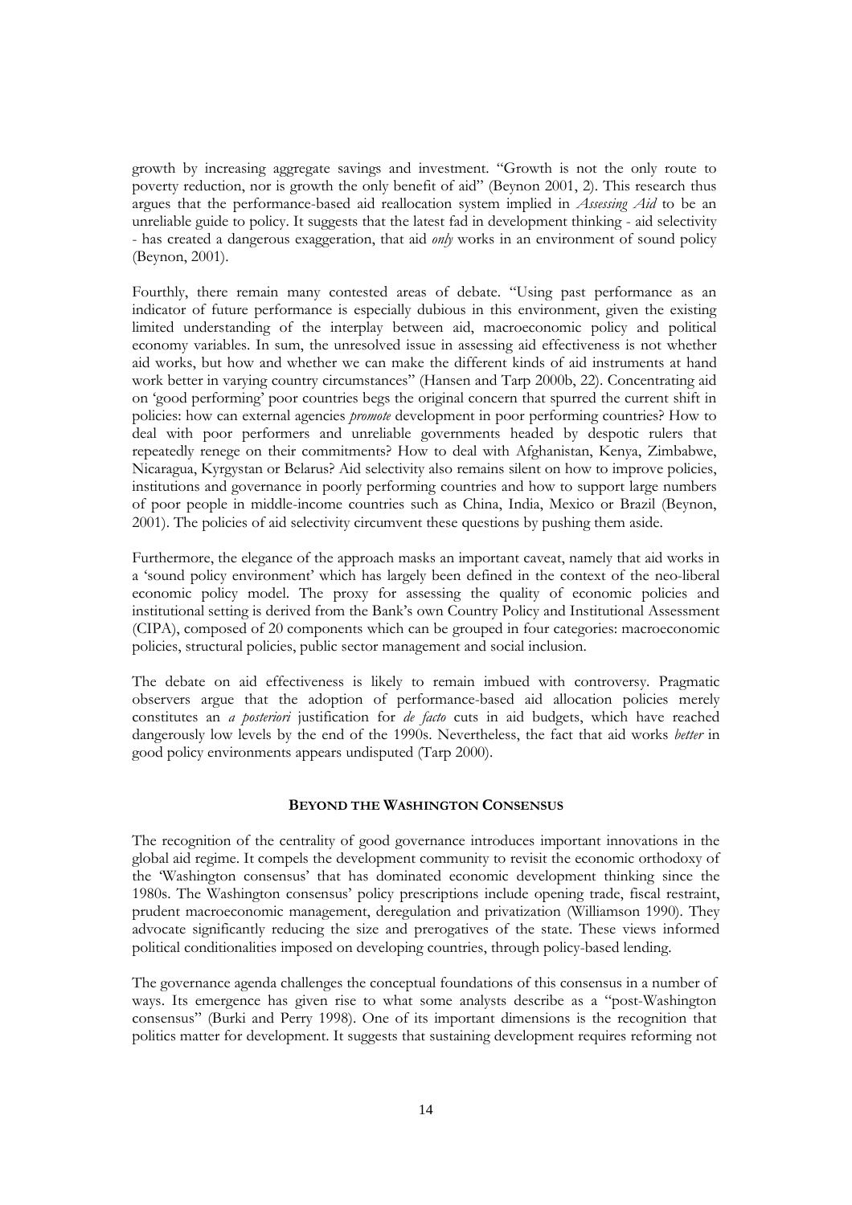growth by increasing aggregate savings and investment. "Growth is not the only route to poverty reduction, nor is growth the only benefit of aid" (Beynon 2001, 2). This research thus argues that the performance-based aid reallocation system implied in *Assessing Aid* to be an unreliable guide to policy. It suggests that the latest fad in development thinking - aid selectivity - has created a dangerous exaggeration, that aid *only* works in an environment of sound policy (Beynon, 2001).

Fourthly, there remain many contested areas of debate. "Using past performance as an indicator of future performance is especially dubious in this environment, given the existing limited understanding of the interplay between aid, macroeconomic policy and political economy variables. In sum, the unresolved issue in assessing aid effectiveness is not whether aid works, but how and whether we can make the different kinds of aid instruments at hand work better in varying country circumstances" (Hansen and Tarp 2000b, 22). Concentrating aid on 'good performing' poor countries begs the original concern that spurred the current shift in policies: how can external agencies *promote* development in poor performing countries? How to deal with poor performers and unreliable governments headed by despotic rulers that repeatedly renege on their commitments? How to deal with Afghanistan, Kenya, Zimbabwe, Nicaragua, Kyrgystan or Belarus? Aid selectivity also remains silent on how to improve policies, institutions and governance in poorly performing countries and how to support large numbers of poor people in middle-income countries such as China, India, Mexico or Brazil (Beynon, 2001). The policies of aid selectivity circumvent these questions by pushing them aside.

Furthermore, the elegance of the approach masks an important caveat, namely that aid works in a 'sound policy environment' which has largely been defined in the context of the neo-liberal economic policy model. The proxy for assessing the quality of economic policies and institutional setting is derived from the Bank's own Country Policy and Institutional Assessment (CIPA), composed of 20 components which can be grouped in four categories: macroeconomic policies, structural policies, public sector management and social inclusion.

The debate on aid effectiveness is likely to remain imbued with controversy. Pragmatic observers argue that the adoption of performance-based aid allocation policies merely constitutes an *a posteriori* justification for *de facto* cuts in aid budgets, which have reached dangerously low levels by the end of the 1990s. Nevertheless, the fact that aid works *better* in good policy environments appears undisputed (Tarp 2000).

## BEYOND THE WASHINGTON CONSENSUS

The recognition of the centrality of good governance introduces important innovations in the global aid regime. It compels the development community to revisit the economic orthodoxy of the 'Washington consensus' that has dominated economic development thinking since the 1980s. The Washington consensus' policy prescriptions include opening trade, fiscal restraint, prudent macroeconomic management, deregulation and privatization (Williamson 1990). They advocate significantly reducing the size and prerogatives of the state. These views informed political conditionalities imposed on developing countries, through policy-based lending.

The governance agenda challenges the conceptual foundations of this consensus in a number of ways. Its emergence has given rise to what some analysts describe as a "post-Washington consensus" (Burki and Perry 1998). One of its important dimensions is the recognition that politics matter for development. It suggests that sustaining development requires reforming not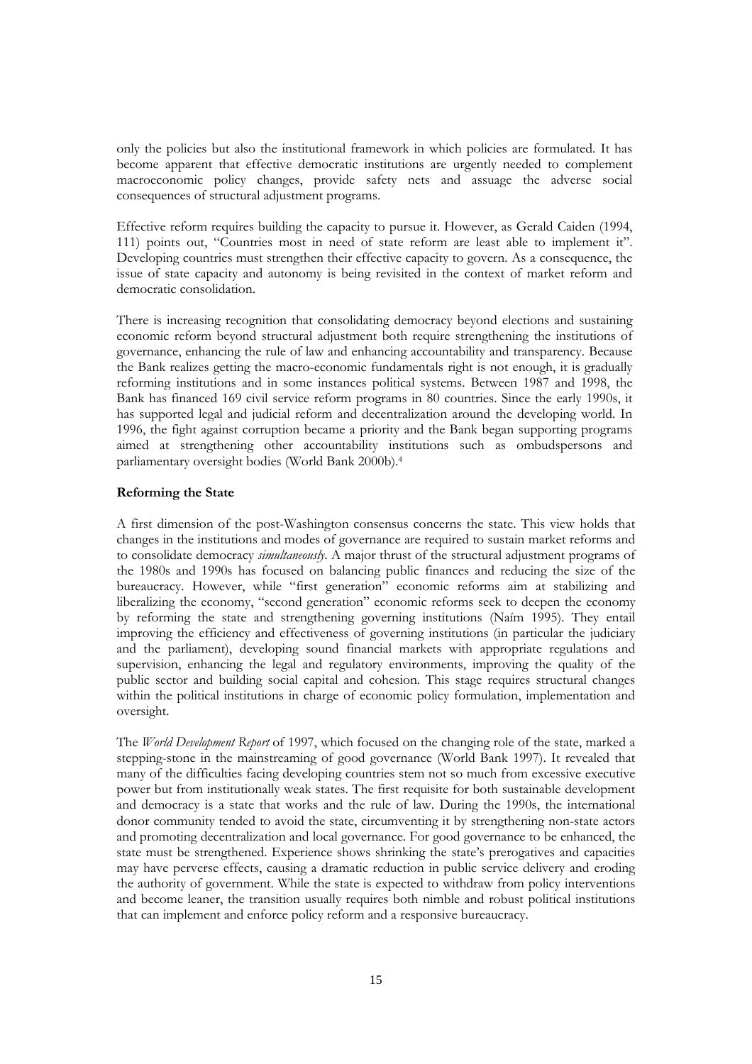only the policies but also the institutional framework in which policies are formulated. It has become apparent that effective democratic institutions are urgently needed to complement macroeconomic policy changes, provide safety nets and assuage the adverse social consequences of structural adjustment programs.

Effective reform requires building the capacity to pursue it. However, as Gerald Caiden (1994, 111) points out, "Countries most in need of state reform are least able to implement it". Developing countries must strengthen their effective capacity to govern. As a consequence, the issue of state capacity and autonomy is being revisited in the context of market reform and democratic consolidation.

There is increasing recognition that consolidating democracy beyond elections and sustaining economic reform beyond structural adjustment both require strengthening the institutions of governance, enhancing the rule of law and enhancing accountability and transparency. Because the Bank realizes getting the macro-economic fundamentals right is not enough, it is gradually reforming institutions and in some instances political systems. Between 1987 and 1998, the Bank has financed 169 civil service reform programs in 80 countries. Since the early 1990s, it has supported legal and judicial reform and decentralization around the developing world. In 1996, the fight against corruption became a priority and the Bank began supporting programs aimed at strengthening other accountability institutions such as ombudspersons and parliamentary oversight bodies (World Bank 2000b).[4]

**Reforming the State**

A first dimension of the post-Washington consensus concerns the state. This view holds that changes in the institutions and modes of governance are required to sustain market reforms and to consolidate democracy *simultaneously*. A major thrust of the structural adjustment programs of the 1980s and 1990s has focused on balancing public finances and reducing the size of the bureaucracy. However, while "first generation" economic reforms aim at stabilizing and liberalizing the economy, "second generation" economic reforms seek to deepen the economy by reforming the state and strengthening governing institutions (Naím 1995). They entail improving the efficiency and effectiveness of governing institutions (in particular the judiciary and the parliament), developing sound financial markets with appropriate regulations and supervision, enhancing the legal and regulatory environments, improving the quality of the public sector and building social capital and cohesion. This stage requires structural changes within the political institutions in charge of economic policy formulation, implementation and oversight.

The *World Development Report* of 1997, which focused on the changing role of the state, marked a stepping-stone in the mainstreaming of good governance (World Bank 1997). It revealed that many of the difficulties facing developing countries stem not so much from excessive executive power but from institutionally weak states. The first requisite for both sustainable development and democracy is a state that works and the rule of law. During the 1990s, the international donor community tended to avoid the state, circumventing it by strengthening non-state actors and promoting decentralization and local governance. For good governance to be enhanced, the state must be strengthened. Experience shows shrinking the state's prerogatives and capacities may have perverse effects, causing a dramatic reduction in public service delivery and eroding the authority of government. While the state is expected to withdraw from policy interventions and become leaner, the transition usually requires both nimble and robust political institutions that can implement and enforce policy reform and a responsive bureaucracy.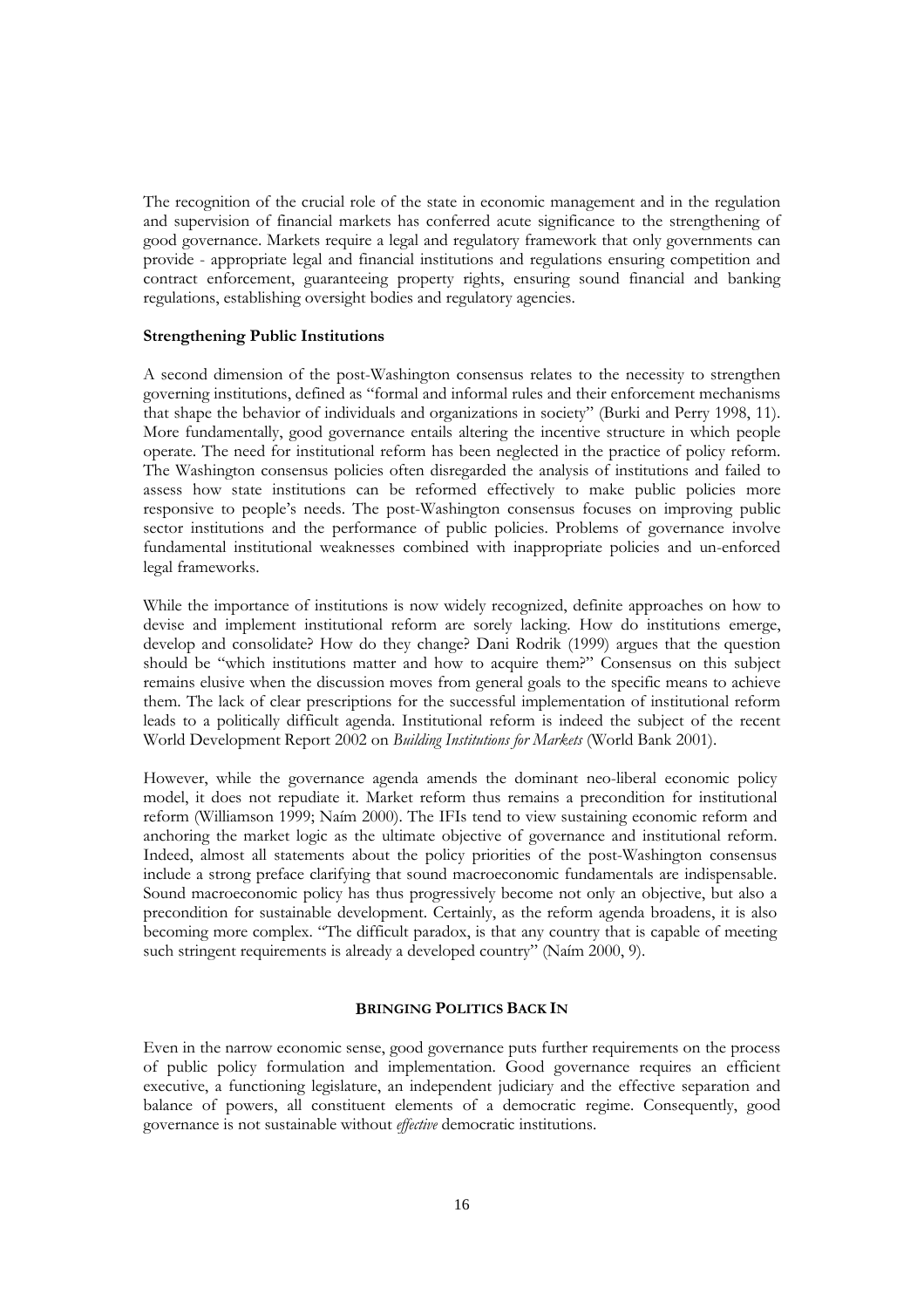The recognition of the crucial role of the state in economic management and in the regulation and supervision of financial markets has conferred acute significance to the strengthening of good governance. Markets require a legal and regulatory framework that only governments can provide - appropriate legal and financial institutions and regulations ensuring competition and contract enforcement, guaranteeing property rights, ensuring sound financial and banking regulations, establishing oversight bodies and regulatory agencies.

**Strengthening Public Institutions**

A second dimension of the post-Washington consensus relates to the necessity to strengthen governing institutions, defined as "formal and informal rules and their enforcement mechanisms that shape the behavior of individuals and organizations in society" (Burki and Perry 1998, 11). More fundamentally, good governance entails altering the incentive structure in which people operate. The need for institutional reform has been neglected in the practice of policy reform. The Washington consensus policies often disregarded the analysis of institutions and failed to assess how state institutions can be reformed effectively to make public policies more responsive to people's needs. The post-Washington consensus focuses on improving public sector institutions and the performance of public policies. Problems of governance involve fundamental institutional weaknesses combined with inappropriate policies and un-enforced legal frameworks.

While the importance of institutions is now widely recognized, definite approaches on how to devise and implement institutional reform are sorely lacking. How do institutions emerge, develop and consolidate? How do they change? Dani Rodrik (1999) argues that the question should be "which institutions matter and how to acquire them?" Consensus on this subject remains elusive when the discussion moves from general goals to the specific means to achieve them. The lack of clear prescriptions for the successful implementation of institutional reform leads to a politically difficult agenda. Institutional reform is indeed the subject of the recent World Development Report 2002 on *Building Institutions for Markets* (World Bank 2001).

However, while the governance agenda amends the dominant neo-liberal economic policy model, it does not repudiate it. Market reform thus remains a precondition for institutional reform (Williamson 1999; Naím 2000). The IFIs tend to view sustaining economic reform and anchoring the market logic as the ultimate objective of governance and institutional reform. Indeed, almost all statements about the policy priorities of the post-Washington consensus include a strong preface clarifying that sound macroeconomic fundamentals are indispensable. Sound macroeconomic policy has thus progressively become not only an objective, but also a precondition for sustainable development. Certainly, as the reform agenda broadens, it is also becoming more complex. "The difficult paradox, is that any country that is capable of meeting such stringent requirements is already a developed country" (Naím 2000, 9).

## BRINGING POLITICS BACK IN

Even in the narrow economic sense, good governance puts further requirements on the process of public policy formulation and implementation. Good governance requires an efficient executive, a functioning legislature, an independent judiciary and the effective separation and balance of powers, all constituent elements of a democratic regime. Consequently, good governance is not sustainable without *effective* democratic institutions.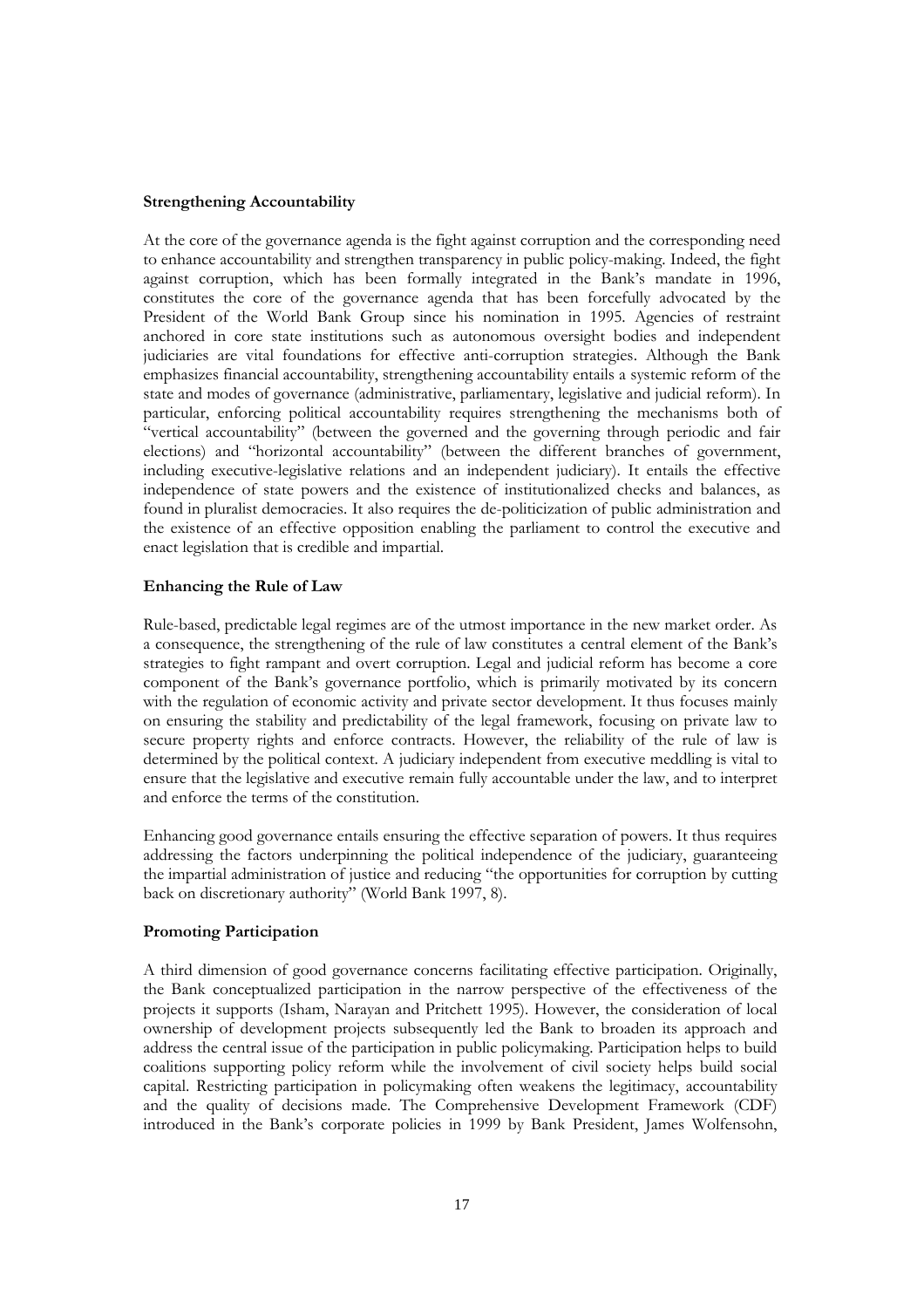**Strengthening Accountability**

At the core of the governance agenda is the fight against corruption and the corresponding need to enhance accountability and strengthen transparency in public policy-making. Indeed, the fight against corruption, which has been formally integrated in the Bank's mandate in 1996, constitutes the core of the governance agenda that has been forcefully advocated by the President of the World Bank Group since his nomination in 1995. Agencies of restraint anchored in core state institutions such as autonomous oversight bodies and independent judiciaries are vital foundations for effective anti-corruption strategies. Although the Bank emphasizes financial accountability, strengthening accountability entails a systemic reform of the state and modes of governance (administrative, parliamentary, legislative and judicial reform). In particular, enforcing political accountability requires strengthening the mechanisms both of "vertical accountability" (between the governed and the governing through periodic and fair elections) and "horizontal accountability" (between the different branches of government, including executive-legislative relations and an independent judiciary). It entails the effective independence of state powers and the existence of institutionalized checks and balances, as found in pluralist democracies. It also requires the de-politicization of public administration and the existence of an effective opposition enabling the parliament to control the executive and enact legislation that is credible and impartial.

**Enhancing the Rule of Law**

Rule-based, predictable legal regimes are of the utmost importance in the new market order. As a consequence, the strengthening of the rule of law constitutes a central element of the Bank's strategies to fight rampant and overt corruption. Legal and judicial reform has become a core component of the Bank's governance portfolio, which is primarily motivated by its concern with the regulation of economic activity and private sector development. It thus focuses mainly on ensuring the stability and predictability of the legal framework, focusing on private law to secure property rights and enforce contracts. However, the reliability of the rule of law is determined by the political context. A judiciary independent from executive meddling is vital to ensure that the legislative and executive remain fully accountable under the law, and to interpret and enforce the terms of the constitution.

Enhancing good governance entails ensuring the effective separation of powers. It thus requires addressing the factors underpinning the political independence of the judiciary, guaranteeing the impartial administration of justice and reducing "the opportunities for corruption by cutting back on discretionary authority" (World Bank 1997, 8).

**Promoting Participation**

A third dimension of good governance concerns facilitating effective participation. Originally, the Bank conceptualized participation in the narrow perspective of the effectiveness of the projects it supports (Isham, Narayan and Pritchett 1995). However, the consideration of local ownership of development projects subsequently led the Bank to broaden its approach and address the central issue of the participation in public policymaking. Participation helps to build coalitions supporting policy reform while the involvement of civil society helps build social capital. Restricting participation in policymaking often weakens the legitimacy, accountability and the quality of decisions made. The Comprehensive Development Framework (CDF) introduced in the Bank's corporate policies in 1999 by Bank President, James Wolfensohn,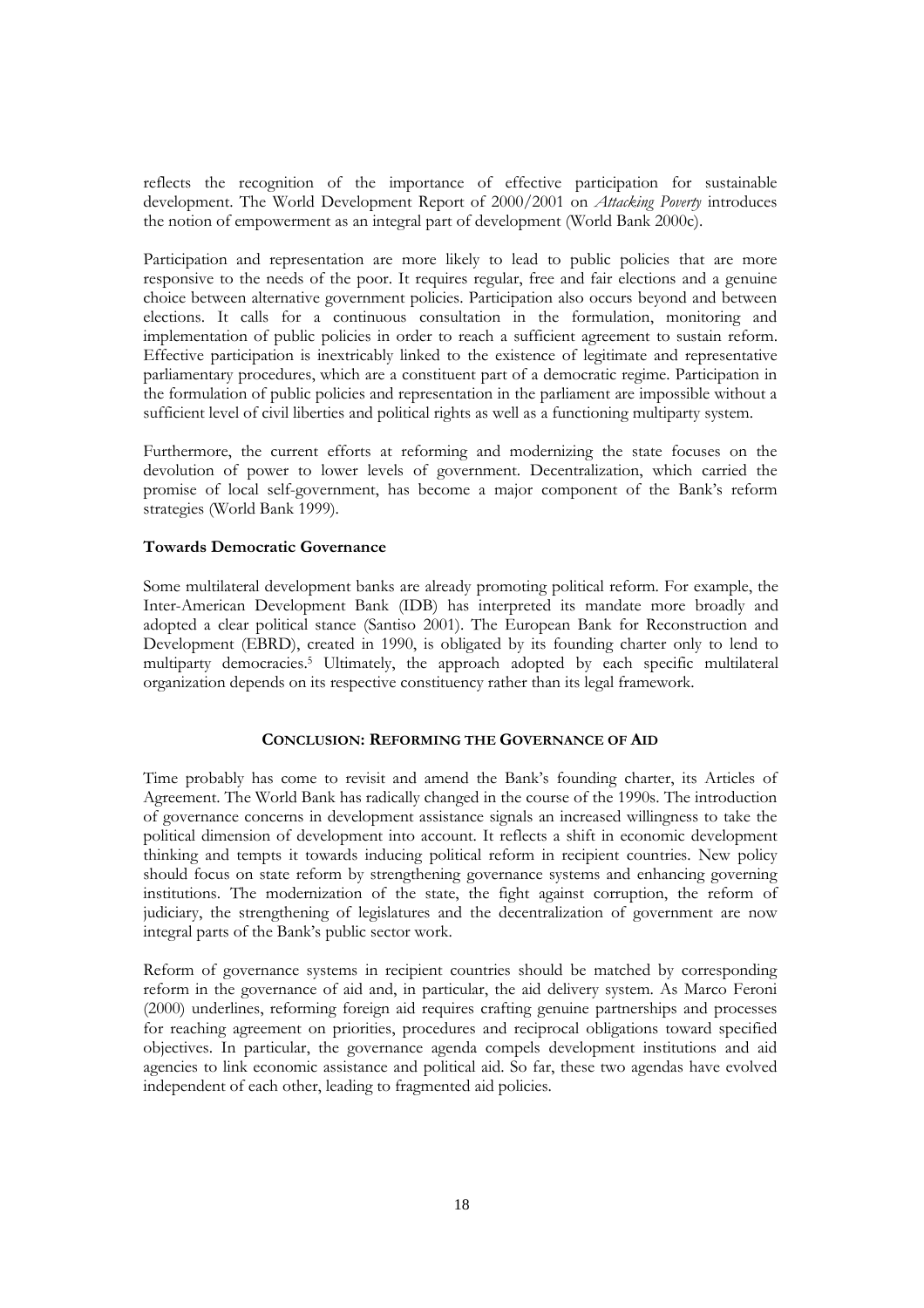reflects the recognition of the importance of effective participation for sustainable development. The World Development Report of 2000/2001 on *Attacking Poverty* introduces the notion of empowerment as an integral part of development (World Bank 2000c).

Participation and representation are more likely to lead to public policies that are more responsive to the needs of the poor. It requires regular, free and fair elections and a genuine choice between alternative government policies. Participation also occurs beyond and between elections. It calls for a continuous consultation in the formulation, monitoring and implementation of public policies in order to reach a sufficient agreement to sustain reform. Effective participation is inextricably linked to the existence of legitimate and representative parliamentary procedures, which are a constituent part of a democratic regime. Participation in the formulation of public policies and representation in the parliament are impossible without a sufficient level of civil liberties and political rights as well as a functioning multiparty system.

Furthermore, the current efforts at reforming and modernizing the state focuses on the devolution of power to lower levels of government. Decentralization, which carried the promise of local self-government, has become a major component of the Bank's reform strategies (World Bank 1999).

### Towards Democratic Governance

Some multilateral development banks are already promoting political reform. For example, the Inter-American Development Bank (IDB) has interpreted its mandate more broadly and adopted a clear political stance (Santiso 2001). The European Bank for Reconstruction and Development (EBRD), created in 1990, is obligated by its founding charter only to lend to multiparty democracies.[5] Ultimately, the approach adopted by each specific multilateral organization depends on its respective constituency rather than its legal framework.

## CONCLUSION: REFORMING THE GOVERNANCE OF AID

Time probably has come to revisit and amend the Bank's founding charter, its Articles of Agreement. The World Bank has radically changed in the course of the 1990s. The introduction of governance concerns in development assistance signals an increased willingness to take the political dimension of development into account. It reflects a shift in economic development thinking and tempts it towards inducing political reform in recipient countries. New policy should focus on state reform by strengthening governance systems and enhancing governing institutions. The modernization of the state, the fight against corruption, the reform of judiciary, the strengthening of legislatures and the decentralization of government are now integral parts of the Bank's public sector work.

Reform of governance systems in recipient countries should be matched by corresponding reform in the governance of aid and, in particular, the aid delivery system. As Marco Feroni (2000) underlines, reforming foreign aid requires crafting genuine partnerships and processes for reaching agreement on priorities, procedures and reciprocal obligations toward specified objectives. In particular, the governance agenda compels development institutions and aid agencies to link economic assistance and political aid. So far, these two agendas have evolved independent of each other, leading to fragmented aid policies.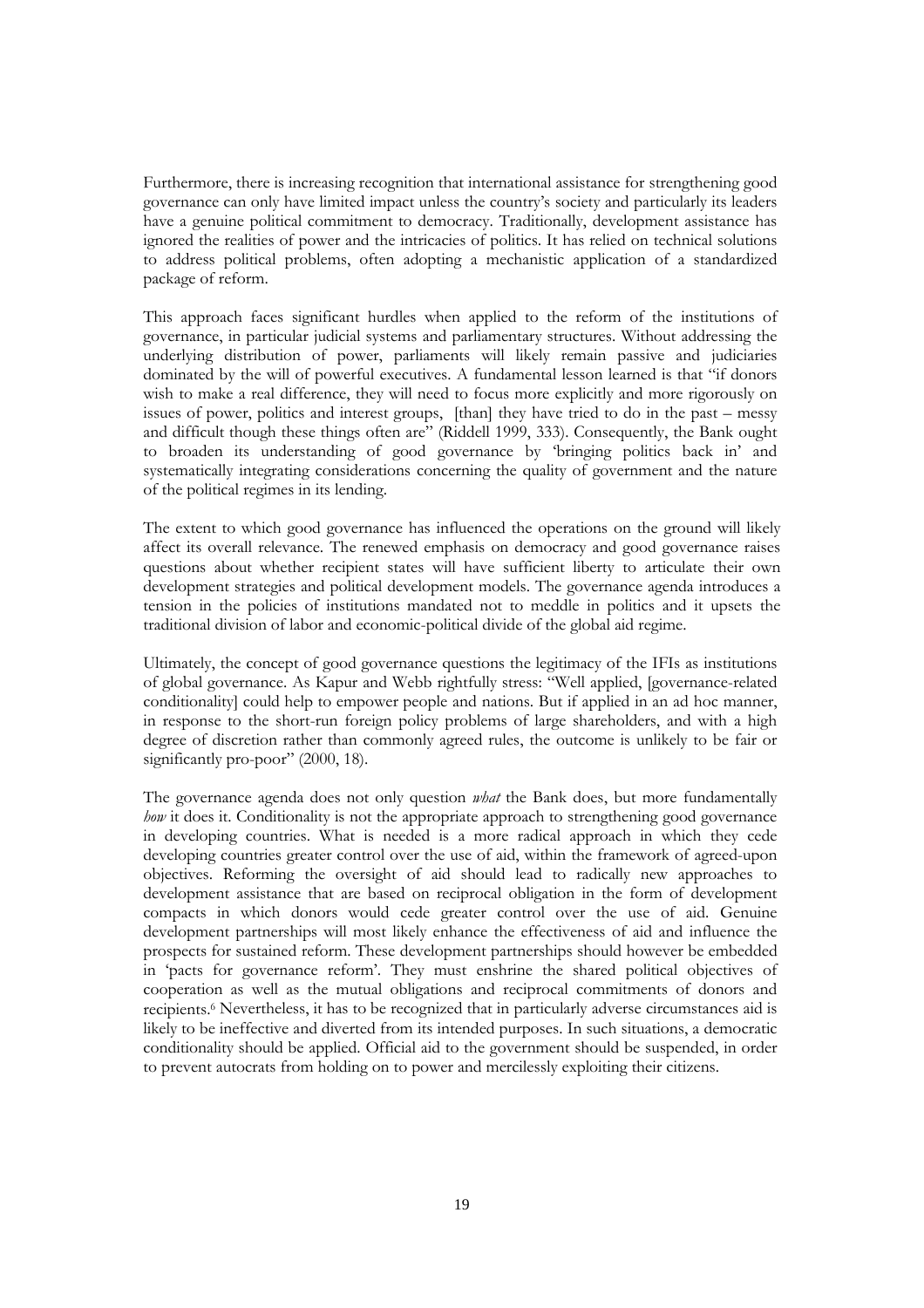Furthermore, there is increasing recognition that international assistance for strengthening good governance can only have limited impact unless the country's society and particularly its leaders have a genuine political commitment to democracy. Traditionally, development assistance has ignored the realities of power and the intricacies of politics. It has relied on technical solutions to address political problems, often adopting a mechanistic application of a standardized package of reform.

This approach faces significant hurdles when applied to the reform of the institutions of governance, in particular judicial systems and parliamentary structures. Without addressing the underlying distribution of power, parliaments will likely remain passive and judiciaries dominated by the will of powerful executives. A fundamental lesson learned is that "if donors wish to make a real difference, they will need to focus more explicitly and more rigorously on issues of power, politics and interest groups, [than] they have tried to do in the past – messy and difficult though these things often are" (Riddell 1999, 333). Consequently, the Bank ought to broaden its understanding of good governance by 'bringing politics back in' and systematically integrating considerations concerning the quality of government and the nature of the political regimes in its lending.

The extent to which good governance has influenced the operations on the ground will likely affect its overall relevance. The renewed emphasis on democracy and good governance raises questions about whether recipient states will have sufficient liberty to articulate their own development strategies and political development models. The governance agenda introduces a tension in the policies of institutions mandated not to meddle in politics and it upsets the traditional division of labor and economic-political divide of the global aid regime.

Ultimately, the concept of good governance questions the legitimacy of the IFIs as institutions of global governance. As Kapur and Webb rightfully stress: "Well applied, [governance-related conditionality] could help to empower people and nations. But if applied in an ad hoc manner, in response to the short-run foreign policy problems of large shareholders, and with a high degree of discretion rather than commonly agreed rules, the outcome is unlikely to be fair or significantly pro-poor" (2000, 18).

The governance agenda does not only question *what* the Bank does, but more fundamentally *how* it does it. Conditionality is not the appropriate approach to strengthening good governance in developing countries. What is needed is a more radical approach in which they cede developing countries greater control over the use of aid, within the framework of agreed-upon objectives. Reforming the oversight of aid should lead to radically new approaches to development assistance that are based on reciprocal obligation in the form of development compacts in which donors would cede greater control over the use of aid. Genuine development partnerships will most likely enhance the effectiveness of aid and influence the prospects for sustained reform. These development partnerships should however be embedded in 'pacts for governance reform'. They must enshrine the shared political objectives of cooperation as well as the mutual obligations and reciprocal commitments of donors and recipients.[6] Nevertheless, it has to be recognized that in particularly adverse circumstances aid is likely to be ineffective and diverted from its intended purposes. In such situations, a democratic conditionality should be applied. Official aid to the government should be suspended, in order to prevent autocrats from holding on to power and mercilessly exploiting their citizens.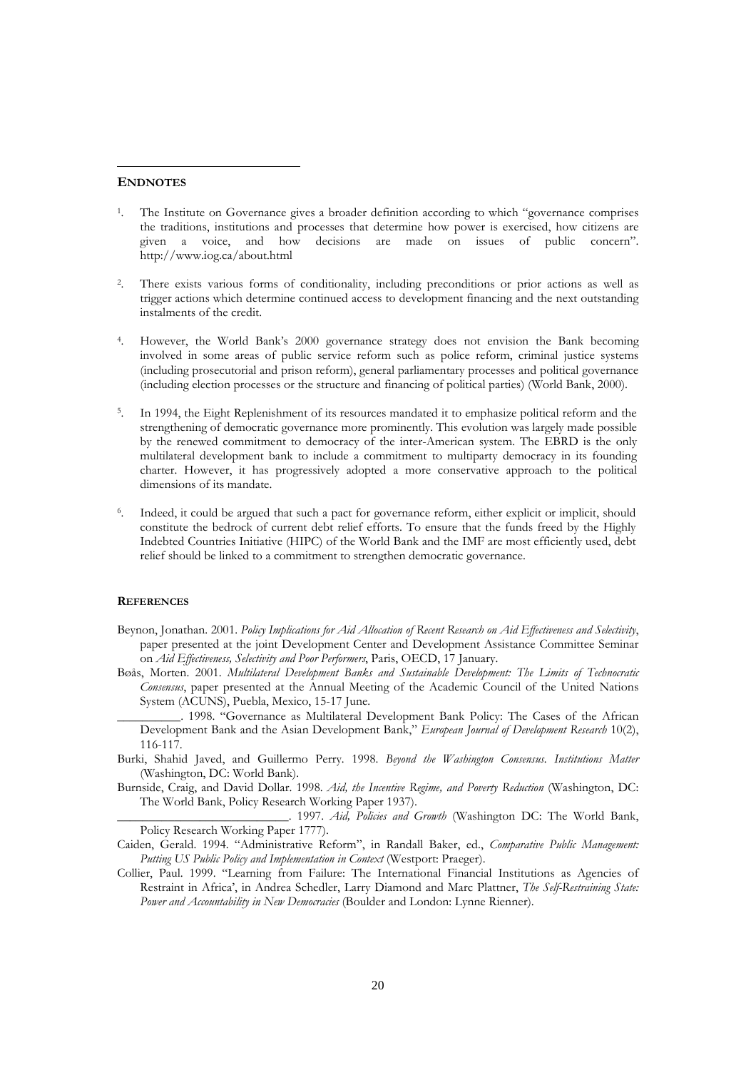## ENDNOTES

1. The Institute on Governance gives a broader definition according to which "governance comprises the traditions, institutions and processes that determine how power is exercised, how citizens are given a voice, and how decisions are made on issues of public concern". http://www.iog.ca/about.html

2. There exists various forms of conditionality, including preconditions or prior actions as well as trigger actions which determine continued access to development financing and the next outstanding instalments of the credit.

4. However, the World Bank's 2000 governance strategy does not envision the Bank becoming involved in some areas of public service reform such as police reform, criminal justice systems (including prosecutorial and prison reform), general parliamentary processes and political governance (including election processes or the structure and financing of political parties) (World Bank, 2000).

5. In 1994, the Eight Replenishment of its resources mandated it to emphasize political reform and the strengthening of democratic governance more prominently. This evolution was largely made possible by the renewed commitment to democracy of the inter-American system. The EBRD is the only multilateral development bank to include a commitment to multiparty democracy in its founding charter. However, it has progressively adopted a more conservative approach to the political dimensions of its mandate.

6. Indeed, it could be argued that such a pact for governance reform, either explicit or implicit, should constitute the bedrock of current debt relief efforts. To ensure that the funds freed by the Highly Indebted Countries Initiative (HIPC) of the World Bank and the IMF are most efficiently used, debt relief should be linked to a commitment to strengthen democratic governance.

## REFERENCES

Beynon, Jonathan. 2001. *Policy Implications for Aid Allocation of Recent Research on Aid Effectiveness and Selectivity*, paper presented at the joint Development Center and Development Assistance Committee Seminar on *Aid Effectiveness, Selectivity and Poor Performers*, Paris, OECD, 17 January.

Bøås, Morten. 2001. *Multilateral Development Banks and Sustainable Development: The Limits of Technocratic Consensus*, paper presented at the Annual Meeting of the Academic Council of the United Nations System (ACUNS), Puebla, Mexico, 15-17 June.

__________. 1998. "Governance as Multilateral Development Bank Policy: The Cases of the African Development Bank and the Asian Development Bank," *European Journal of Development Research* 10(2), 116-117.

Burki, Shahid Javed, and Guillermo Perry. 1998. *Beyond the Washington Consensus. Institutions Matter* (Washington, DC: World Bank).

Burnside, Craig, and David Dollar. 1998. *Aid, the Incentive Regime, and Poverty Reduction* (Washington, DC: The World Bank, Policy Research Working Paper 1937).

__________________________. 1997. *Aid, Policies and Growth* (Washington DC: The World Bank, Policy Research Working Paper 1777).

Caiden, Gerald. 1994. "Administrative Reform", in Randall Baker, ed., *Comparative Public Management: Putting US Public Policy and Implementation in Context* (Westport: Praeger).

Collier, Paul. 1999. "Learning from Failure: The International Financial Institutions as Agencies of Restraint in Africa', in Andrea Schedler, Larry Diamond and Marc Plattner, *The Self-Restraining State: Power and Accountability in New Democracies* (Boulder and London: Lynne Rienner).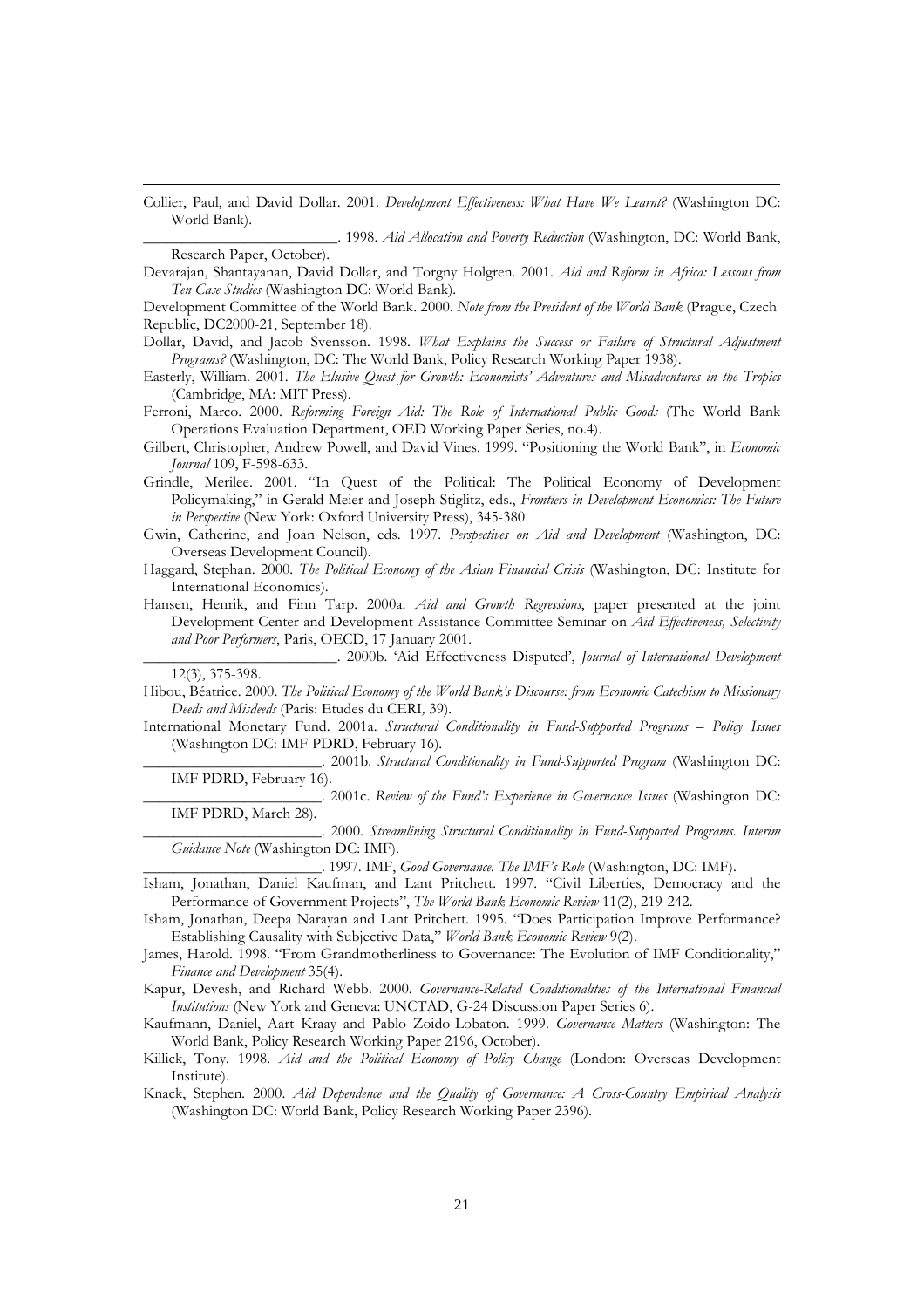Collier, Paul, and David Dollar. 2001. *Development Effectiveness: What Have We Learnt?* (Washington DC: World Bank).

_________________________. 1998. *Aid Allocation and Poverty Reduction* (Washington, DC: World Bank, Research Paper, October).

Devarajan, Shantayanan, David Dollar, and Torgny Holgren. 2001. *Aid and Reform in Africa: Lessons from Ten Case Studies* (Washington DC: World Bank).

Development Committee of the World Bank. 2000. *Note from the President of the World Bank* (Prague, Czech Republic, DC2000-21, September 18).

Dollar, David, and Jacob Svensson. 1998. *What Explains the Success or Failure of Structural Adjustment Programs?* (Washington, DC: The World Bank, Policy Research Working Paper 1938).

Easterly, William. 2001. *The Elusive Quest for Growth: Economists' Adventures and Misadventures in the Tropics* (Cambridge, MA: MIT Press).

Ferroni, Marco. 2000. *Reforming Foreign Aid: The Role of International Public Goods* (The World Bank Operations Evaluation Department, OED Working Paper Series, no.4).

Gilbert, Christopher, Andrew Powell, and David Vines. 1999. "Positioning the World Bank", in *Economic Journal* 109, F-598-633.

Grindle, Merilee. 2001. "In Quest of the Political: The Political Economy of Development Policymaking," in Gerald Meier and Joseph Stiglitz, eds., *Frontiers in Development Economics: The Future in Perspective* (New York: Oxford University Press), 345-380

Gwin, Catherine, and Joan Nelson, eds. 1997. *Perspectives on Aid and Development* (Washington, DC: Overseas Development Council).

Haggard, Stephan. 2000. *The Political Economy of the Asian Financial Crisis* (Washington, DC: Institute for International Economics).

Hansen, Henrik, and Finn Tarp. 2000a. *Aid and Growth Regressions*, paper presented at the joint Development Center and Development Assistance Committee Seminar on *Aid Effectiveness, Selectivity and Poor Performers*, Paris, OECD, 17 January 2001.

_________________________. 2000b. 'Aid Effectiveness Disputed', *Journal of International Development* 12(3), 375-398.

Hibou, Béatrice. 2000. *The Political Economy of the World Bank's Discourse: from Economic Catechism to Missionary Deeds and Misdeeds* (Paris: Etudes du CERI, 39).

International Monetary Fund. 2001a. *Structural Conditionality in Fund-Supported Programs – Policy Issues* (Washington DC: IMF PDRD, February 16).

_______________________. 2001b. *Structural Conditionality in Fund-Supported Program* (Washington DC: IMF PDRD, February 16).

_______________________. 2001c. *Review of the Fund's Experience in Governance Issues* (Washington DC: IMF PDRD, March 28).

_______________________. 2000. *Streamlining Structural Conditionality in Fund-Supported Programs. Interim Guidance Note* (Washington DC: IMF).

_______________________. 1997. IMF, *Good Governance. The IMF's Role* (Washington, DC: IMF).

Isham, Jonathan, Daniel Kaufman, and Lant Pritchett. 1997. "Civil Liberties, Democracy and the Performance of Government Projects", *The World Bank Economic Review* 11(2), 219-242.

Isham, Jonathan, Deepa Narayan and Lant Pritchett. 1995. "Does Participation Improve Performance? Establishing Causality with Subjective Data," *World Bank Economic Review* 9(2).

James, Harold. 1998. "From Grandmotherliness to Governance: The Evolution of IMF Conditionality," *Finance and Development* 35(4).

Kapur, Devesh, and Richard Webb. 2000. *Governance-Related Conditionalities of the International Financial Institutions* (New York and Geneva: UNCTAD, G-24 Discussion Paper Series 6).

Kaufmann, Daniel, Aart Kraay and Pablo Zoido-Lobaton. 1999. *Governance Matters* (Washington: The World Bank, Policy Research Working Paper 2196, October).

Killick, Tony. 1998. *Aid and the Political Economy of Policy Change* (London: Overseas Development Institute).

Knack, Stephen. 2000. *Aid Dependence and the Quality of Governance: A Cross-Country Empirical Analysis* (Washington DC: World Bank, Policy Research Working Paper 2396).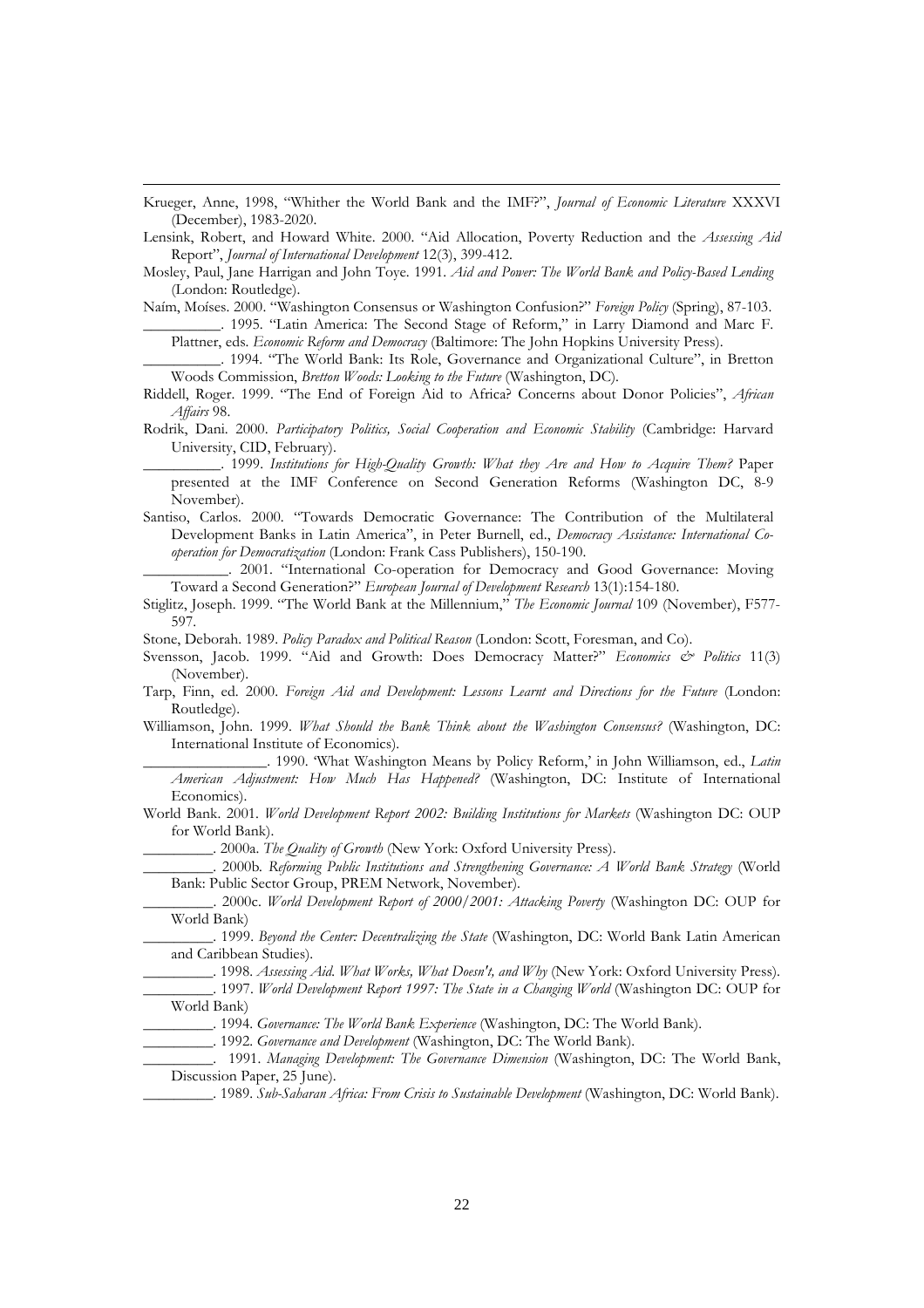Krueger, Anne, 1998, "Whither the World Bank and the IMF?", *Journal of Economic Literature* XXXVI (December), 1983-2020.

Lensink, Robert, and Howard White. 2000. "Aid Allocation, Poverty Reduction and the *Assessing Aid* Report", *Journal of International Development* 12(3), 399-412.

Mosley, Paul, Jane Harrigan and John Toye. 1991. *Aid and Power: The World Bank and Policy-Based Lending* (London: Routledge).

Naím, Moíses. 2000. "Washington Consensus or Washington Confusion?" *Foreign Policy* (Spring), 87-103.

__________. 1995. "Latin America: The Second Stage of Reform," in Larry Diamond and Marc F. Plattner, eds. *Economic Reform and Democracy* (Baltimore: The John Hopkins University Press).

__________. 1994. "The World Bank: Its Role, Governance and Organizational Culture", in Bretton Woods Commission, *Bretton Woods: Looking to the Future* (Washington, DC).

Riddell, Roger. 1999. "The End of Foreign Aid to Africa? Concerns about Donor Policies", *African Affairs* 98.

Rodrik, Dani. 2000. *Participatory Politics, Social Cooperation and Economic Stability* (Cambridge: Harvard University, CID, February).

__________. 1999. *Institutions for High-Quality Growth: What they Are and How to Acquire Them?* Paper presented at the IMF Conference on Second Generation Reforms (Washington DC, 8-9 November).

Santiso, Carlos. 2000. "Towards Democratic Governance: The Contribution of the Multilateral Development Banks in Latin America", in Peter Burnell, ed., *Democracy Assistance: International Co-operation for Democratization* (London: Frank Cass Publishers), 150-190.

___________. 2001. "International Co-operation for Democracy and Good Governance: Moving Toward a Second Generation?" *European Journal of Development Research* 13(1):154-180.

Stiglitz, Joseph. 1999. "The World Bank at the Millennium," *The Economic Journal* 109 (November), F577-597.

Stone, Deborah. 1989. *Policy Paradox and Political Reason* (London: Scott, Foresman, and Co).

Svensson, Jacob. 1999. "Aid and Growth: Does Democracy Matter?" *Economics & Politics* 11(3) (November).

Tarp, Finn, ed. 2000. *Foreign Aid and Development: Lessons Learnt and Directions for the Future* (London: Routledge).

Williamson, John. 1999. *What Should the Bank Think about the Washington Consensus?* (Washington, DC: International Institute of Economics).

________________. 1990. 'What Washington Means by Policy Reform,' in John Williamson, ed., *Latin American Adjustment: How Much Has Happened?* (Washington, DC: Institute of International Economics).

World Bank. 2001. *World Development Report 2002: Building Institutions for Markets* (Washington DC: OUP for World Bank).

_________. 2000a. *The Quality of Growth* (New York: Oxford University Press).

_________. 2000b. *Reforming Public Institutions and Strengthening Governance: A World Bank Strategy* (World Bank: Public Sector Group, PREM Network, November).

_________. 2000c. *World Development Report of 2000/2001: Attacking Poverty* (Washington DC: OUP for World Bank)

_________. 1999. *Beyond the Center: Decentralizing the State* (Washington, DC: World Bank Latin American and Caribbean Studies).

_________. 1998. *Assessing Aid. What Works, What Doesn't, and Why* (New York: Oxford University Press).

_________. 1997. *World Development Report 1997: The State in a Changing World* (Washington DC: OUP for World Bank)

_________. 1994. *Governance: The World Bank Experience* (Washington, DC: The World Bank).

_________. 1992. *Governance and Development* (Washington, DC: The World Bank).

_________. 1991. *Managing Development: The Governance Dimension* (Washington, DC: The World Bank, Discussion Paper, 25 June).

_________. 1989. *Sub-Saharan Africa: From Crisis to Sustainable Development* (Washington, DC: World Bank).